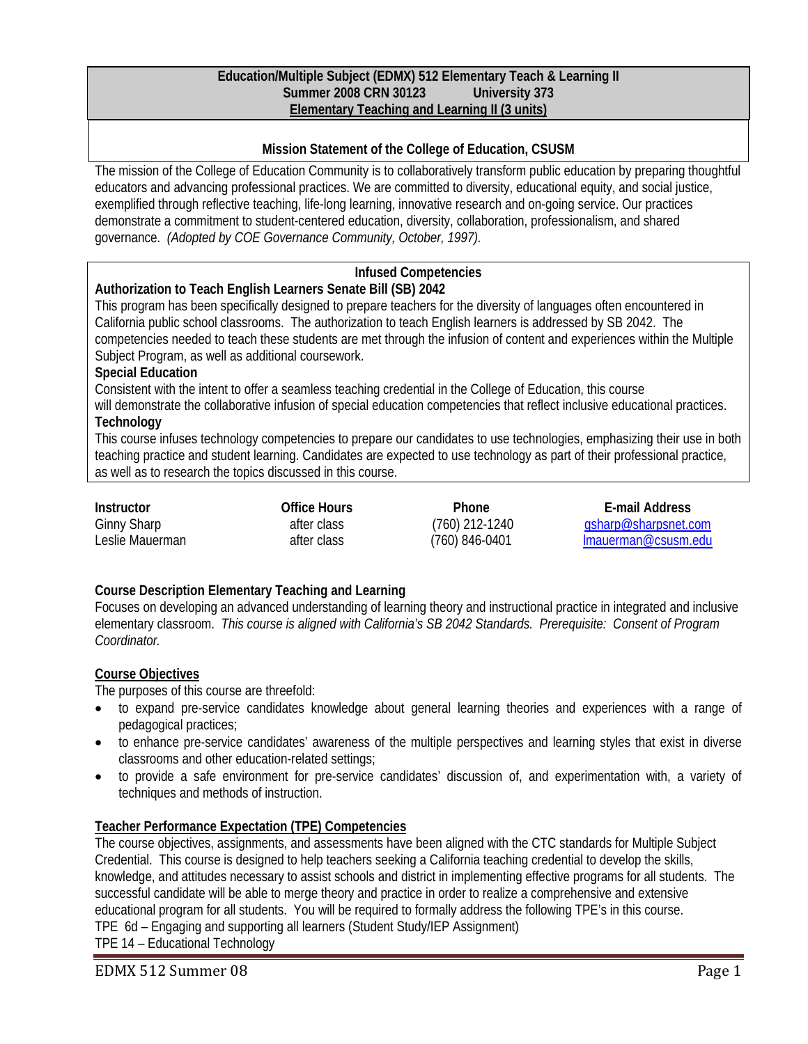**Education/Multiple Subject (EDMX) 512 Elementary Teach & Learning II**
**Summer 2008 CRN 30123 University 373**
**Elementary Teaching and Learning II (3 units)**

## Mission Statement of the College of Education, CSUSM

The mission of the College of Education Community is to collaboratively transform public education by preparing thoughtful educators and advancing professional practices. We are committed to diversity, educational equity, and social justice, exemplified through reflective teaching, life-long learning, innovative research and on-going service. Our practices demonstrate a commitment to student-centered education, diversity, collaboration, professionalism, and shared governance. *(Adopted by COE Governance Community, October, 1997).*

## Infused Competencies

**Authorization to Teach English Learners Senate Bill (SB) 2042**

This program has been specifically designed to prepare teachers for the diversity of languages often encountered in California public school classrooms. The authorization to teach English learners is addressed by SB 2042. The competencies needed to teach these students are met through the infusion of content and experiences within the Multiple Subject Program, as well as additional coursework.

**Special Education**

Consistent with the intent to offer a seamless teaching credential in the College of Education, this course will demonstrate the collaborative infusion of special education competencies that reflect inclusive educational practices.

**Technology**

This course infuses technology competencies to prepare our candidates to use technologies, emphasizing their use in both teaching practice and student learning. Candidates are expected to use technology as part of their professional practice, as well as to research the topics discussed in this course.

| Instructor | Office Hours | Phone | E-mail Address |
|---|---|---|---|
| Ginny Sharp | after class | (760) 212-1240 | gsharp@sharpsnet.com |
| Leslie Mauerman | after class | (760) 846-0401 | lmauerman@csusm.edu |

## Course Description Elementary Teaching and Learning

Focuses on developing an advanced understanding of learning theory and instructional practice in integrated and inclusive elementary classroom. *This course is aligned with California's SB 2042 Standards. Prerequisite: Consent of Program Coordinator.*

## Course Objectives

The purposes of this course are threefold:

- to expand pre-service candidates knowledge about general learning theories and experiences with a range of pedagogical practices;
- to enhance pre-service candidates' awareness of the multiple perspectives and learning styles that exist in diverse classrooms and other education-related settings;
- to provide a safe environment for pre-service candidates' discussion of, and experimentation with, a variety of techniques and methods of instruction.

## Teacher Performance Expectation (TPE) Competencies

The course objectives, assignments, and assessments have been aligned with the CTC standards for Multiple Subject Credential. This course is designed to help teachers seeking a California teaching credential to develop the skills, knowledge, and attitudes necessary to assist schools and district in implementing effective programs for all students. The successful candidate will be able to merge theory and practice in order to realize a comprehensive and extensive educational program for all students. You will be required to formally address the following TPE's in this course.

TPE 6d – Engaging and supporting all learners (Student Study/IEP Assignment)
TPE 14 – Educational Technology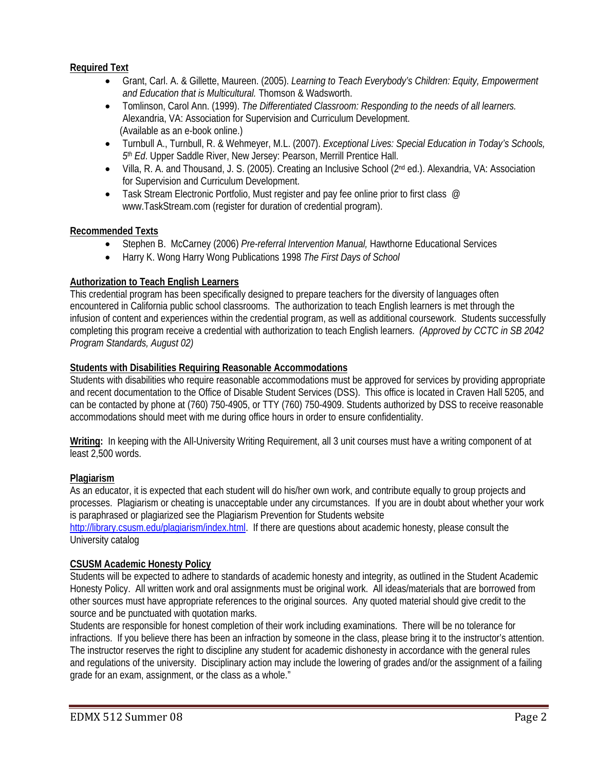**Required Text**

- Grant, Carl. A. & Gillette, Maureen. (2005). *Learning to Teach Everybody's Children: Equity, Empowerment and Education that is Multicultural.* Thomson & Wadsworth.
- Tomlinson, Carol Ann. (1999). *The Differentiated Classroom: Responding to the needs of all learners.* Alexandria, VA: Association for Supervision and Curriculum Development. (Available as an e-book online.)
- Turnbull A., Turnbull, R. & Wehmeyer, M.L. (2007). *Exceptional Lives: Special Education in Today's Schools, 5th Ed*. Upper Saddle River, New Jersey: Pearson, Merrill Prentice Hall.
- Villa, R. A. and Thousand, J. S. (2005). Creating an Inclusive School (2nd ed.). Alexandria, VA: Association for Supervision and Curriculum Development.
- Task Stream Electronic Portfolio, Must register and pay fee online prior to first class @ www.TaskStream.com (register for duration of credential program).

**Recommended Texts**

- Stephen B. McCarney (2006) *Pre-referral Intervention Manual,* Hawthorne Educational Services
- Harry K. Wong Harry Wong Publications 1998 *The First Days of School*

**Authorization to Teach English Learners**

This credential program has been specifically designed to prepare teachers for the diversity of languages often encountered in California public school classrooms. The authorization to teach English learners is met through the infusion of content and experiences within the credential program, as well as additional coursework. Students successfully completing this program receive a credential with authorization to teach English learners. *(Approved by CCTC in SB 2042 Program Standards, August 02)*

**Students with Disabilities Requiring Reasonable Accommodations**

Students with disabilities who require reasonable accommodations must be approved for services by providing appropriate and recent documentation to the Office of Disable Student Services (DSS). This office is located in Craven Hall 5205, and can be contacted by phone at (760) 750-4905, or TTY (760) 750-4909. Students authorized by DSS to receive reasonable accommodations should meet with me during office hours in order to ensure confidentiality.

**Writing:** In keeping with the All-University Writing Requirement, all 3 unit courses must have a writing component of at least 2,500 words.

**Plagiarism**

As an educator, it is expected that each student will do his/her own work, and contribute equally to group projects and processes. Plagiarism or cheating is unacceptable under any circumstances. If you are in doubt about whether your work is paraphrased or plagiarized see the Plagiarism Prevention for Students website http://library.csusm.edu/plagiarism/index.html. If there are questions about academic honesty, please consult the University catalog

**CSUSM Academic Honesty Policy**

Students will be expected to adhere to standards of academic honesty and integrity, as outlined in the Student Academic Honesty Policy. All written work and oral assignments must be original work. All ideas/materials that are borrowed from other sources must have appropriate references to the original sources. Any quoted material should give credit to the source and be punctuated with quotation marks.

Students are responsible for honest completion of their work including examinations. There will be no tolerance for infractions. If you believe there has been an infraction by someone in the class, please bring it to the instructor's attention. The instructor reserves the right to discipline any student for academic dishonesty in accordance with the general rules and regulations of the university. Disciplinary action may include the lowering of grades and/or the assignment of a failing grade for an exam, assignment, or the class as a whole."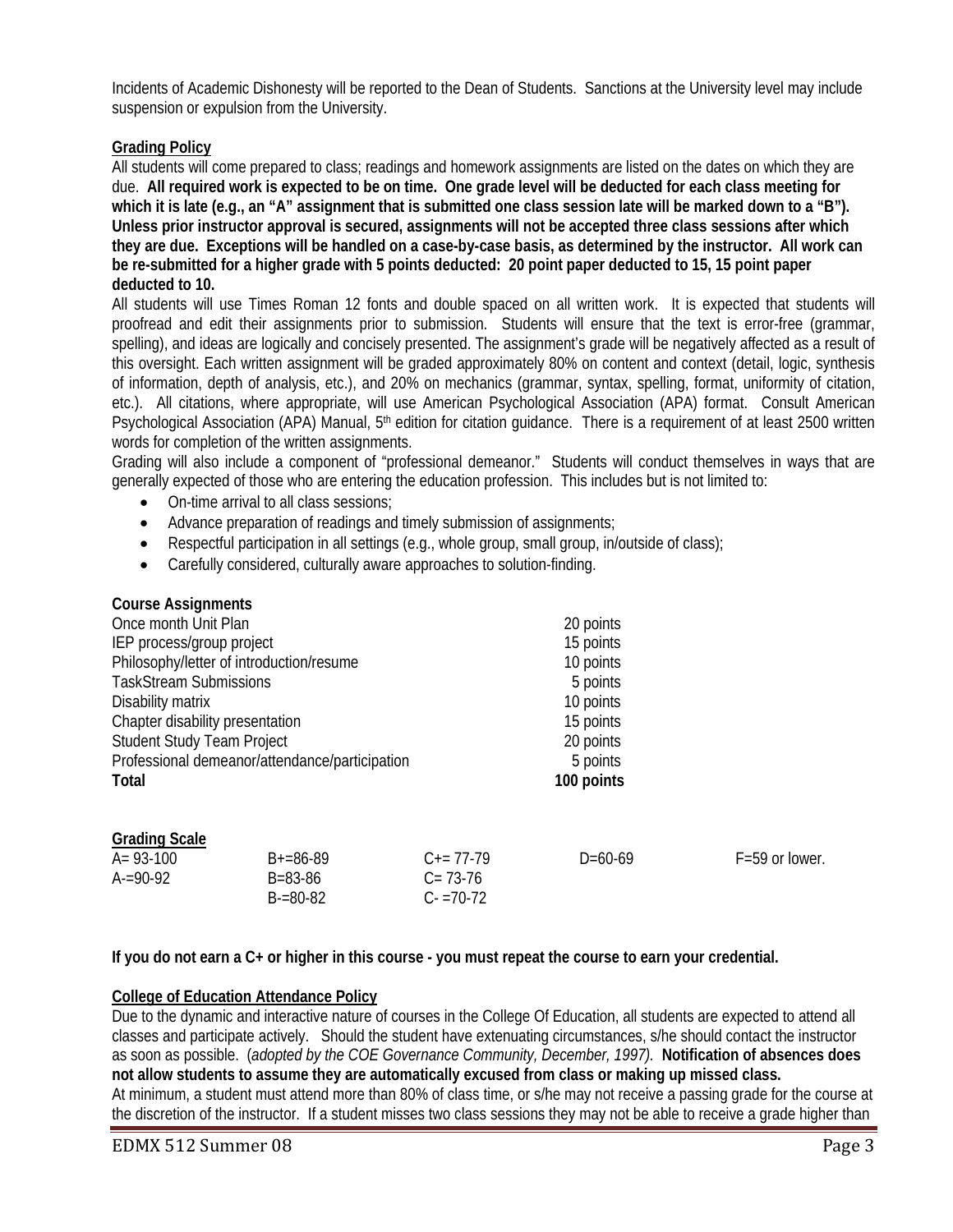Incidents of Academic Dishonesty will be reported to the Dean of Students. Sanctions at the University level may include suspension or expulsion from the University.

**Grading Policy**

All students will come prepared to class; readings and homework assignments are listed on the dates on which they are due. **All required work is expected to be on time. One grade level will be deducted for each class meeting for which it is late (e.g., an "A" assignment that is submitted one class session late will be marked down to a "B"). Unless prior instructor approval is secured, assignments will not be accepted three class sessions after which they are due. Exceptions will be handled on a case-by-case basis, as determined by the instructor. All work can be re-submitted for a higher grade with 5 points deducted: 20 point paper deducted to 15, 15 point paper deducted to 10.**

All students will use Times Roman 12 fonts and double spaced on all written work. It is expected that students will proofread and edit their assignments prior to submission. Students will ensure that the text is error-free (grammar, spelling), and ideas are logically and concisely presented. The assignment's grade will be negatively affected as a result of this oversight. Each written assignment will be graded approximately 80% on content and context (detail, logic, synthesis of information, depth of analysis, etc.), and 20% on mechanics (grammar, syntax, spelling, format, uniformity of citation, etc.). All citations, where appropriate, will use American Psychological Association (APA) format. Consult American Psychological Association (APA) Manual, 5th edition for citation guidance. There is a requirement of at least 2500 written words for completion of the written assignments.

Grading will also include a component of "professional demeanor." Students will conduct themselves in ways that are generally expected of those who are entering the education profession. This includes but is not limited to:

- On-time arrival to all class sessions;
- Advance preparation of readings and timely submission of assignments;
- Respectful participation in all settings (e.g., whole group, small group, in/outside of class);
- Carefully considered, culturally aware approaches to solution-finding.

**Course Assignments**

| | |
|---|---|
| Once month Unit Plan | 20 points |
| IEP process/group project | 15 points |
| Philosophy/letter of introduction/resume | 10 points |
| TaskStream Submissions | 5 points |
| Disability matrix | 10 points |
| Chapter disability presentation | 15 points |
| Student Study Team Project | 20 points |
| Professional demeanor/attendance/participation | 5 points |
| **Total** | **100 points** |

**Grading Scale**

| | | | | |
|---|---|---|---|---|
| A= 93-100 | B+=86-89 | C+= 77-79 | D=60-69 | F=59 or lower. |
| A-=90-92 | B=83-86 | C= 73-76 | | |
| | B-=80-82 | C- =70-72 | | |

**If you do not earn a C+ or higher in this course - you must repeat the course to earn your credential.**

**College of Education Attendance Policy**

Due to the dynamic and interactive nature of courses in the College Of Education, all students are expected to attend all classes and participate actively. Should the student have extenuating circumstances, s/he should contact the instructor as soon as possible. (*adopted by the COE Governance Community, December, 1997*). **Notification of absences does not allow students to assume they are automatically excused from class or making up missed class.**

At minimum, a student must attend more than 80% of class time, or s/he may not receive a passing grade for the course at the discretion of the instructor. If a student misses two class sessions they may not be able to receive a grade higher than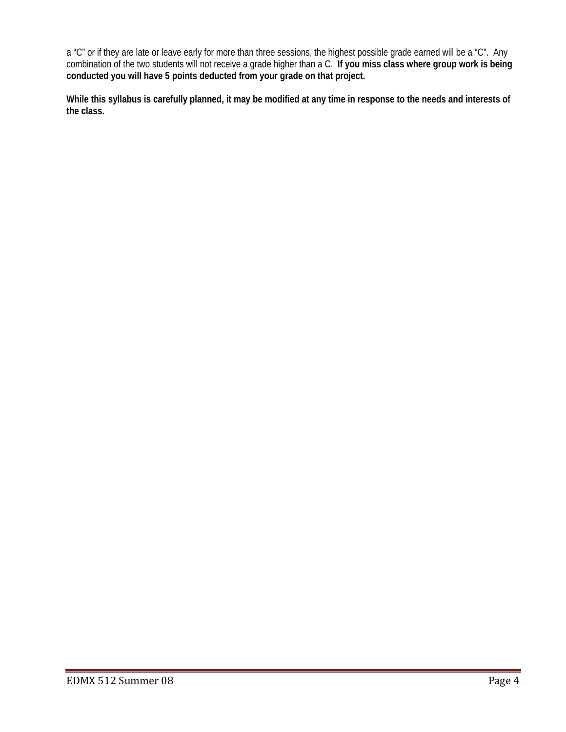a “C” or if they are late or leave early for more than three sessions, the highest possible grade earned will be a “C”. Any combination of the two students will not receive a grade higher than a C. **If you miss class where group work is being conducted you will have 5 points deducted from your grade on that project.**

**While this syllabus is carefully planned, it may be modified at any time in response to the needs and interests of the class.**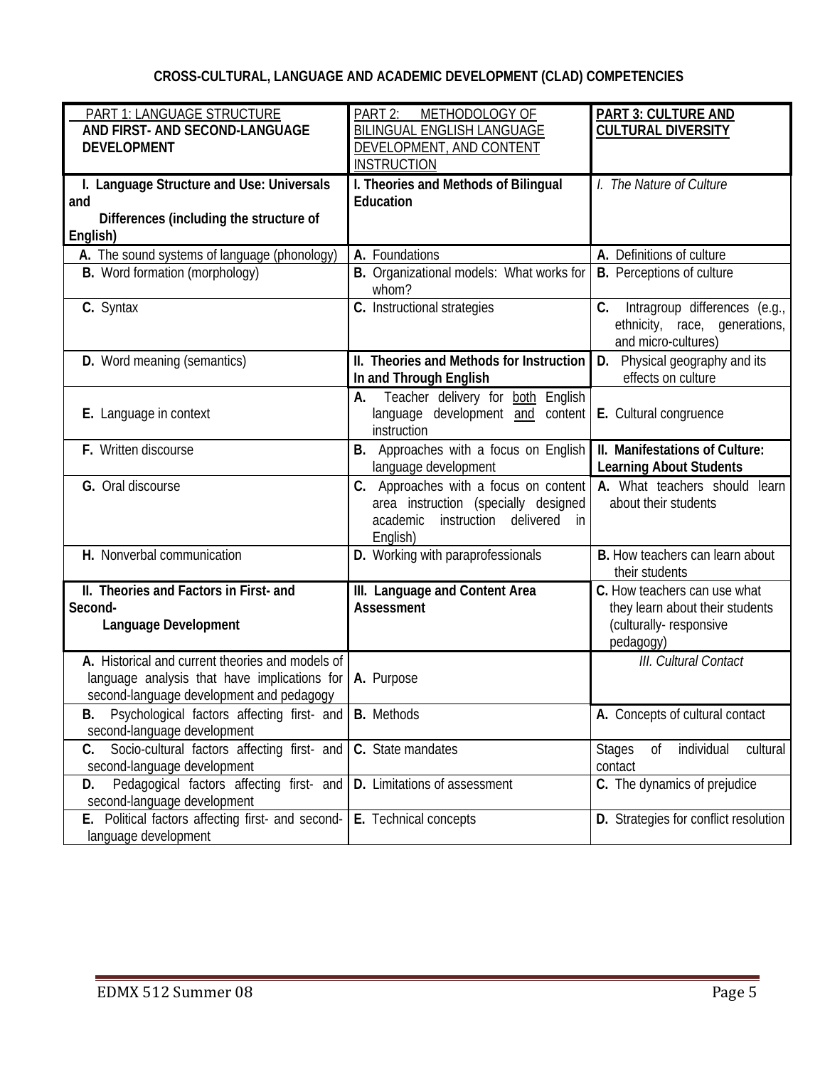# CROSS-CULTURAL, LANGUAGE AND ACADEMIC DEVELOPMENT (CLAD) COMPETENCIES

| PART 1: LANGUAGE STRUCTURE AND FIRST- AND SECOND-LANGUAGE DEVELOPMENT | PART 2: METHODOLOGY OF BILINGUAL ENGLISH LANGUAGE DEVELOPMENT, AND CONTENT INSTRUCTION | PART 3: CULTURE AND CULTURAL DIVERSITY |
|---|---|---|
| **I. Language Structure and Use: Universals and Differences (including the structure of English)** | **I. Theories and Methods of Bilingual Education** | *I. The Nature of Culture* |
| **A.** The sound systems of language (phonology) | **A.** Foundations | **A.** Definitions of culture |
| **B.** Word formation (morphology) | **B.** Organizational models: What works for whom? | **B.** Perceptions of culture |
| **C.** Syntax | **C.** Instructional strategies | **C.** Intragroup differences (e.g., ethnicity, race, generations, and micro-cultures) |
| **D.** Word meaning (semantics) | **II. Theories and Methods for Instruction In and Through English** | **D.** Physical geography and its effects on culture |
| **E.** Language in context | **A.** Teacher delivery for both English language development and content instruction | **E.** Cultural congruence |
| **F.** Written discourse | **B.** Approaches with a focus on English language development | **II. Manifestations of Culture: Learning About Students** |
| **G.** Oral discourse | **C.** Approaches with a focus on content area instruction (specially designed academic instruction delivered in English) | **A.** What teachers should learn about their students |
| **H.** Nonverbal communication | **D.** Working with paraprofessionals | **B.** How teachers can learn about their students |
| **II. Theories and Factors in First- and Second-Language Development** | **III. Language and Content Area Assessment** | **C.** How teachers can use what they learn about their students (culturally- responsive pedagogy) |
| **A.** Historical and current theories and models of language analysis that have implications for second-language development and pedagogy | **A.** Purpose | *III. Cultural Contact* |
| **B.** Psychological factors affecting first- and second-language development | **B.** Methods | **A.** Concepts of cultural contact |
| **C.** Socio-cultural factors affecting first- and second-language development | **C.** State mandates | Stages of individual cultural contact |
| **D.** Pedagogical factors affecting first- and second-language development | **D.** Limitations of assessment | **C.** The dynamics of prejudice |
| **E.** Political factors affecting first- and second-language development | **E.** Technical concepts | **D.** Strategies for conflict resolution |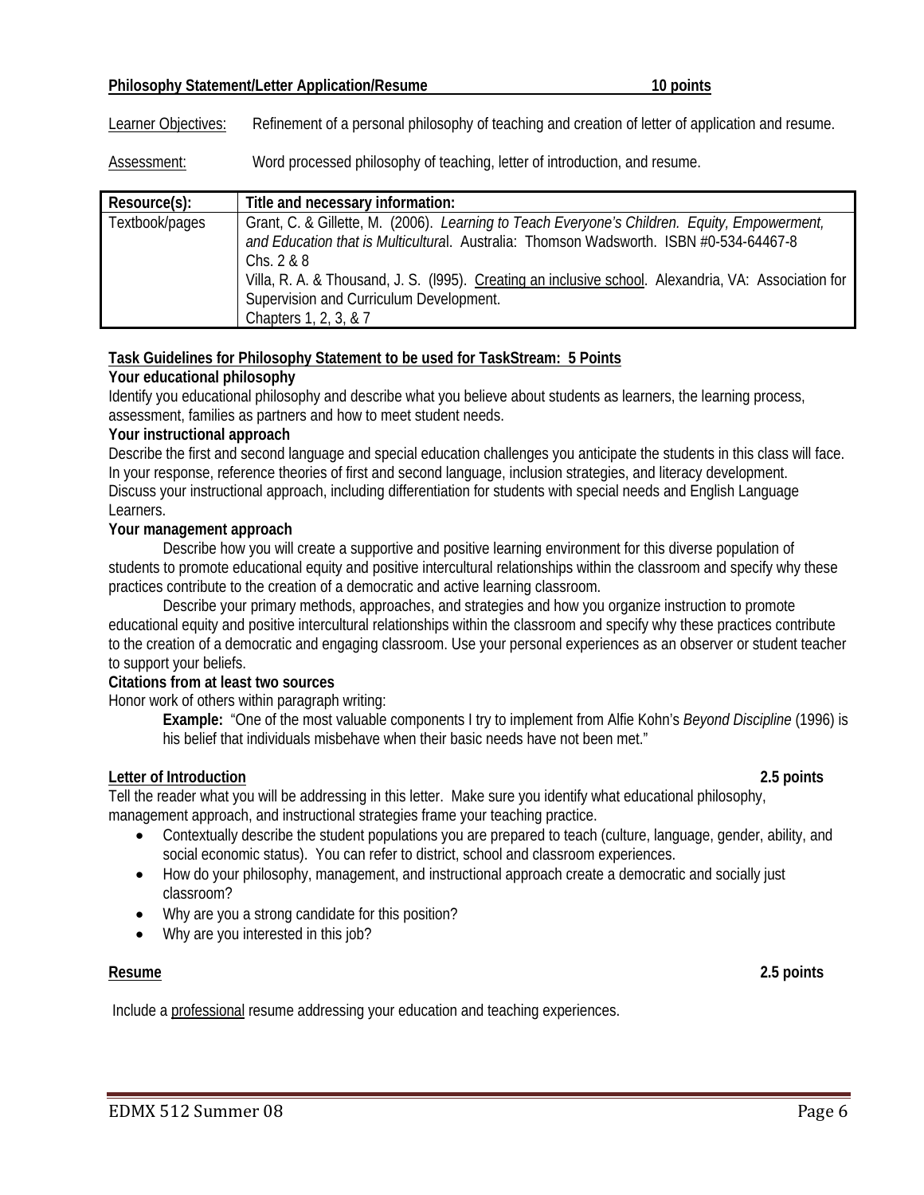**Philosophy Statement/Letter Application/Resume** **10 points**

Learner Objectives: Refinement of a personal philosophy of teaching and creation of letter of application and resume.

Assessment: Word processed philosophy of teaching, letter of introduction, and resume.

| Resource(s): | Title and necessary information: |
|---|---|
| Textbook/pages | Grant, C. & Gillette, M. (2006). *Learning to Teach Everyone's Children. Equity, Empowerment, and Education that is Multicultura*l. Australia: Thomson Wadsworth. ISBN #0-534-64467-8<br>Chs. 2 & 8<br>Villa, R. A. & Thousand, J. S. (l995). Creating an inclusive school. Alexandria, VA: Association for Supervision and Curriculum Development.<br>Chapters 1, 2, 3, & 7 |

**Task Guidelines for Philosophy Statement to be used for TaskStream: 5 Points**

**Your educational philosophy**

Identify you educational philosophy and describe what you believe about students as learners, the learning process, assessment, families as partners and how to meet student needs.

**Your instructional approach**

Describe the first and second language and special education challenges you anticipate the students in this class will face. In your response, reference theories of first and second language, inclusion strategies, and literacy development. Discuss your instructional approach, including differentiation for students with special needs and English Language Learners.

**Your management approach**

Describe how you will create a supportive and positive learning environment for this diverse population of students to promote educational equity and positive intercultural relationships within the classroom and specify why these practices contribute to the creation of a democratic and active learning classroom.

Describe your primary methods, approaches, and strategies and how you organize instruction to promote educational equity and positive intercultural relationships within the classroom and specify why these practices contribute to the creation of a democratic and engaging classroom. Use your personal experiences as an observer or student teacher to support your beliefs.

**Citations from at least two sources**

Honor work of others within paragraph writing:

> **Example:** "One of the most valuable components I try to implement from Alfie Kohn's *Beyond Discipline* (1996) is his belief that individuals misbehave when their basic needs have not been met."

**Letter of Introduction** **2.5 points**

Tell the reader what you will be addressing in this letter. Make sure you identify what educational philosophy, management approach, and instructional strategies frame your teaching practice.

- Contextually describe the student populations you are prepared to teach (culture, language, gender, ability, and social economic status). You can refer to district, school and classroom experiences.
- How do your philosophy, management, and instructional approach create a democratic and socially just classroom?
- Why are you a strong candidate for this position?
- Why are you interested in this job?

**Resume** **2.5 points**

Include a professional resume addressing your education and teaching experiences.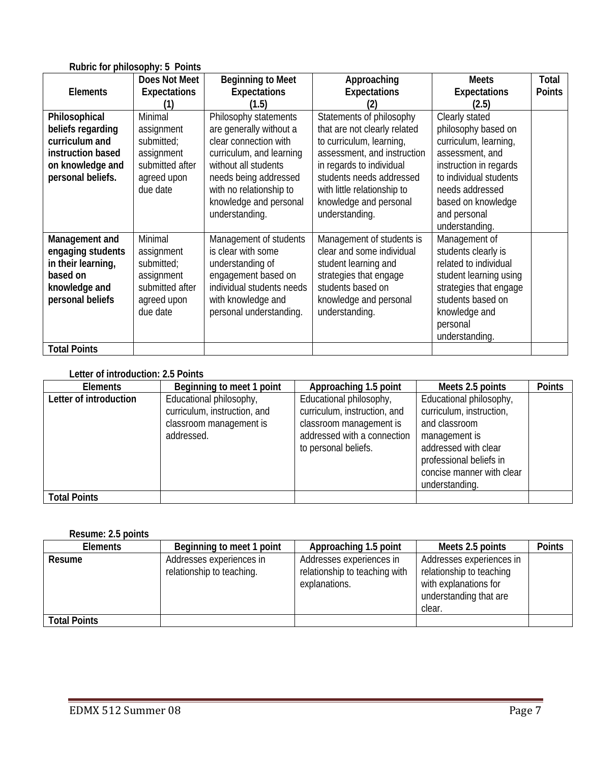**Rubric for philosophy: 5 Points**

| Elements | Does Not Meet Expectations (1) | Beginning to Meet Expectations (1.5) | Approaching Expectations (2) | Meets Expectations (2.5) | Total Points |
|---|---|---|---|---|---|
| **Philosophical beliefs regarding curriculum and instruction based on knowledge and personal beliefs.** | Minimal assignment submitted; assignment submitted after agreed upon due date | Philosophy statements are generally without a clear connection with curriculum, and learning without all students needs being addressed with no relationship to knowledge and personal understanding. | Statements of philosophy that are not clearly related to curriculum, learning, assessment, and instruction in regards to individual students needs addressed with little relationship to knowledge and personal understanding. | Clearly stated philosophy based on curriculum, learning, assessment, and instruction in regards to individual students needs addressed based on knowledge and personal understanding. | |
| **Management and engaging students in their learning, based on knowledge and personal beliefs** | Minimal assignment submitted; assignment submitted after agreed upon due date | Management of students is clear with some understanding of engagement based on individual students needs with knowledge and personal understanding. | Management of students is clear and some individual student learning and strategies that engage students based on knowledge and personal understanding. | Management of students clearly is related to individual student learning using strategies that engage students based on knowledge and personal understanding. | |
| **Total Points** | | | | | |

**Letter of introduction: 2.5 Points**

| Elements | Beginning to meet 1 point | Approaching 1.5 point | Meets 2.5 points | Points |
|---|---|---|---|---|
| **Letter of introduction** | Educational philosophy, curriculum, instruction, and classroom management is addressed. | Educational philosophy, curriculum, instruction, and classroom management is addressed with a connection to personal beliefs. | Educational philosophy, curriculum, instruction, and classroom management is addressed with clear professional beliefs in concise manner with clear understanding. | |
| **Total Points** | | | | |

**Resume: 2.5 points**

| Elements | Beginning to meet 1 point | Approaching 1.5 point | Meets 2.5 points | Points |
|---|---|---|---|---|
| **Resume** | Addresses experiences in relationship to teaching. | Addresses experiences in relationship to teaching with explanations. | Addresses experiences in relationship to teaching with explanations for understanding that are clear. | |
| **Total Points** | | | | |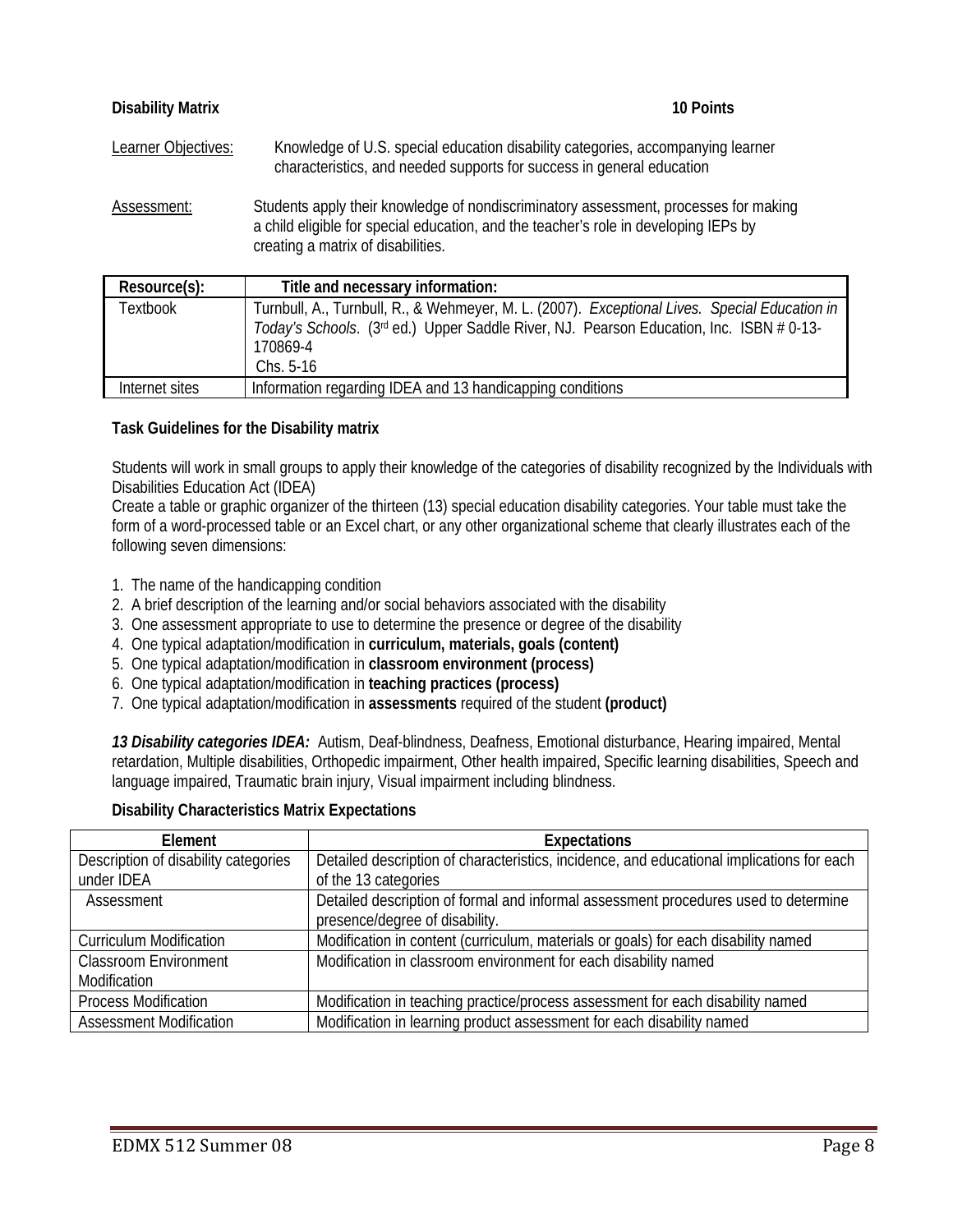**Disability Matrix** **10 Points**

Learner Objectives: Knowledge of U.S. special education disability categories, accompanying learner characteristics, and needed supports for success in general education

Assessment: Students apply their knowledge of nondiscriminatory assessment, processes for making a child eligible for special education, and the teacher's role in developing IEPs by creating a matrix of disabilities.

| Resource(s): | Title and necessary information: |
|---|---|
| Textbook | Turnbull, A., Turnbull, R., & Wehmeyer, M. L. (2007). *Exceptional Lives. Special Education in Today's Schools.* (3rd ed.) Upper Saddle River, NJ. Pearson Education, Inc. ISBN # 0-13-170869-4<br>Chs. 5-16 |
| Internet sites | Information regarding IDEA and 13 handicapping conditions |

**Task Guidelines for the Disability matrix**

Students will work in small groups to apply their knowledge of the categories of disability recognized by the Individuals with Disabilities Education Act (IDEA)

Create a table or graphic organizer of the thirteen (13) special education disability categories. Your table must take the form of a word-processed table or an Excel chart, or any other organizational scheme that clearly illustrates each of the following seven dimensions:

1. The name of the handicapping condition
2. A brief description of the learning and/or social behaviors associated with the disability
3. One assessment appropriate to use to determine the presence or degree of the disability
4. One typical adaptation/modification in **curriculum, materials, goals (content)**
5. One typical adaptation/modification in **classroom environment (process)**
6. One typical adaptation/modification in **teaching practices (process)**
7. One typical adaptation/modification in **assessments** required of the student **(product)**

***13 Disability categories IDEA:*** Autism, Deaf-blindness, Deafness, Emotional disturbance, Hearing impaired, Mental retardation, Multiple disabilities, Orthopedic impairment, Other health impaired, Specific learning disabilities, Speech and language impaired, Traumatic brain injury, Visual impairment including blindness.

**Disability Characteristics Matrix Expectations**

| Element | Expectations |
|---|---|
| Description of disability categories under IDEA | Detailed description of characteristics, incidence, and educational implications for each of the 13 categories |
| Assessment | Detailed description of formal and informal assessment procedures used to determine presence/degree of disability. |
| Curriculum Modification | Modification in content (curriculum, materials or goals) for each disability named |
| Classroom Environment Modification | Modification in classroom environment for each disability named |
| Process Modification | Modification in teaching practice/process assessment for each disability named |
| Assessment Modification | Modification in learning product assessment for each disability named |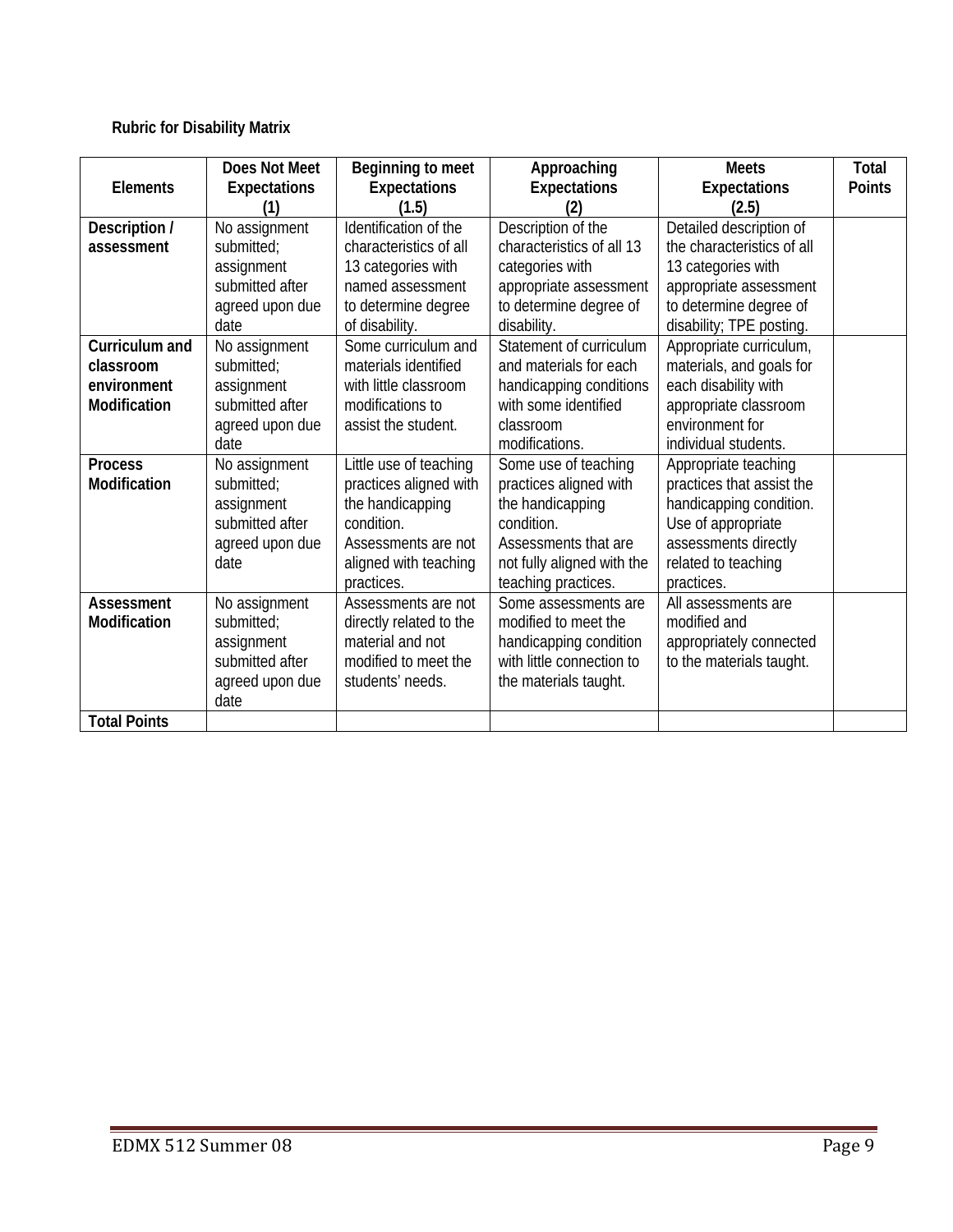**Rubric for Disability Matrix**

| Elements | Does Not Meet Expectations (1) | Beginning to meet Expectations (1.5) | Approaching Expectations (2) | Meets Expectations (2.5) | Total Points |
|---|---|---|---|---|---|
| **Description / assessment** | No assignment submitted; assignment submitted after agreed upon due date | Identification of the characteristics of all 13 categories with named assessment to determine degree of disability. | Description of the characteristics of all 13 categories with appropriate assessment to determine degree of disability. | Detailed description of the characteristics of all 13 categories with appropriate assessment to determine degree of disability; TPE posting. | |
| **Curriculum and classroom environment Modification** | No assignment submitted; assignment submitted after agreed upon due date | Some curriculum and materials identified with little classroom modifications to assist the student. | Statement of curriculum and materials for each handicapping conditions with some identified classroom modifications. | Appropriate curriculum, materials, and goals for each disability with appropriate classroom environment for individual students. | |
| **Process Modification** | No assignment submitted; assignment submitted after agreed upon due date | Little use of teaching practices aligned with the handicapping condition. Assessments are not aligned with teaching practices. | Some use of teaching practices aligned with the handicapping condition. Assessments that are not fully aligned with the teaching practices. | Appropriate teaching practices that assist the handicapping condition. Use of appropriate assessments directly related to teaching practices. | |
| **Assessment Modification** | No assignment submitted; assignment submitted after agreed upon due date | Assessments are not directly related to the material and not modified to meet the students' needs. | Some assessments are modified to meet the handicapping condition with little connection to the materials taught. | All assessments are modified and appropriately connected to the materials taught. | |
| **Total Points** | | | | | |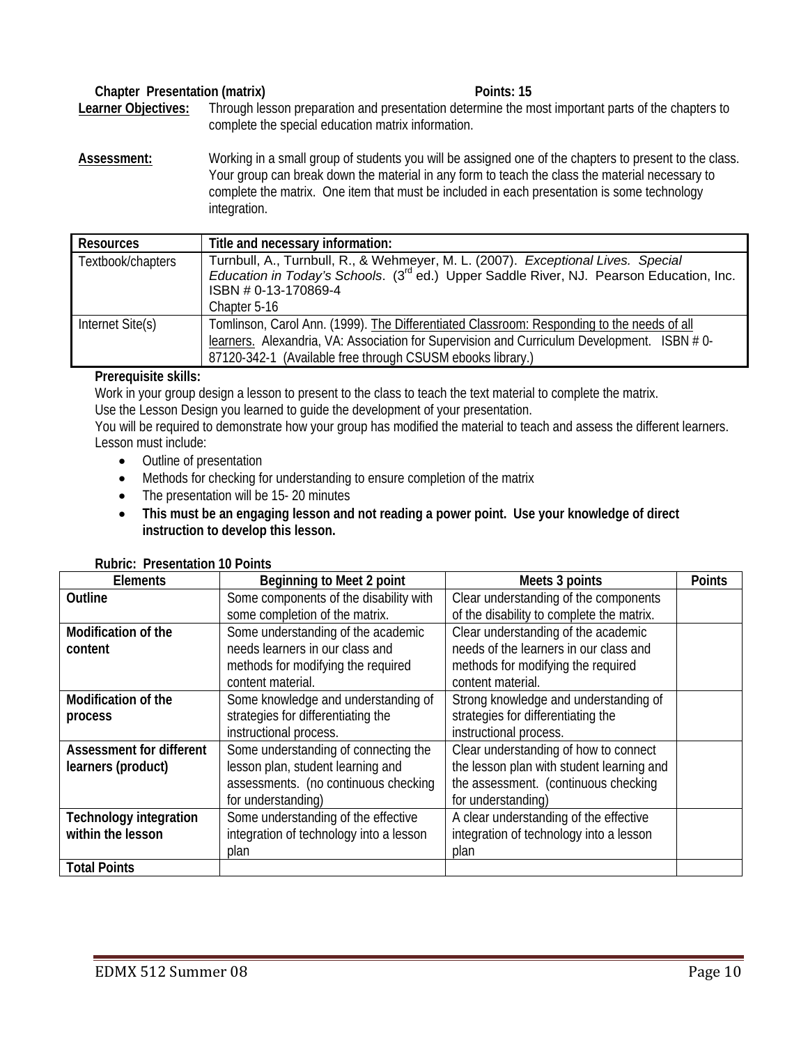**Chapter Presentation (matrix)** **Points: 15**

**Learner Objectives:** Through lesson preparation and presentation determine the most important parts of the chapters to complete the special education matrix information.

**Assessment:** Working in a small group of students you will be assigned one of the chapters to present to the class. Your group can break down the material in any form to teach the class the material necessary to complete the matrix. One item that must be included in each presentation is some technology integration.

| Resources | Title and necessary information: |
|---|---|
| Textbook/chapters | Turnbull, A., Turnbull, R., & Wehmeyer, M. L. (2007). *Exceptional Lives. Special Education in Today's Schools*. (3rd ed.) Upper Saddle River, NJ. Pearson Education, Inc. ISBN # 0-13-170869-4<br>Chapter 5-16 |
| Internet Site(s) | Tomlinson, Carol Ann. (1999). The Differentiated Classroom: Responding to the needs of all learners. Alexandria, VA: Association for Supervision and Curriculum Development. ISBN # 0-87120-342-1 (Available free through CSUSM ebooks library.) |

**Prerequisite skills:**

Work in your group design a lesson to present to the class to teach the text material to complete the matrix.
Use the Lesson Design you learned to guide the development of your presentation.
You will be required to demonstrate how your group has modified the material to teach and assess the different learners.
Lesson must include:

- Outline of presentation
- Methods for checking for understanding to ensure completion of the matrix
- The presentation will be 15- 20 minutes
- **This must be an engaging lesson and not reading a power point. Use your knowledge of direct instruction to develop this lesson.**

**Rubric: Presentation 10 Points**

| Elements | Beginning to Meet 2 point | Meets 3 points | Points |
|---|---|---|---|
| **Outline** | Some components of the disability with some completion of the matrix. | Clear understanding of the components of the disability to complete the matrix. | |
| **Modification of the content** | Some understanding of the academic needs learners in our class and methods for modifying the required content material. | Clear understanding of the academic needs of the learners in our class and methods for modifying the required content material. | |
| **Modification of the process** | Some knowledge and understanding of strategies for differentiating the instructional process. | Strong knowledge and understanding of strategies for differentiating the instructional process. | |
| **Assessment for different learners (product)** | Some understanding of connecting the lesson plan, student learning and assessments. (no continuous checking for understanding) | Clear understanding of how to connect the lesson plan with student learning and the assessment. (continuous checking for understanding) | |
| **Technology integration within the lesson** | Some understanding of the effective integration of technology into a lesson plan | A clear understanding of the effective integration of technology into a lesson plan | |
| **Total Points** | | | |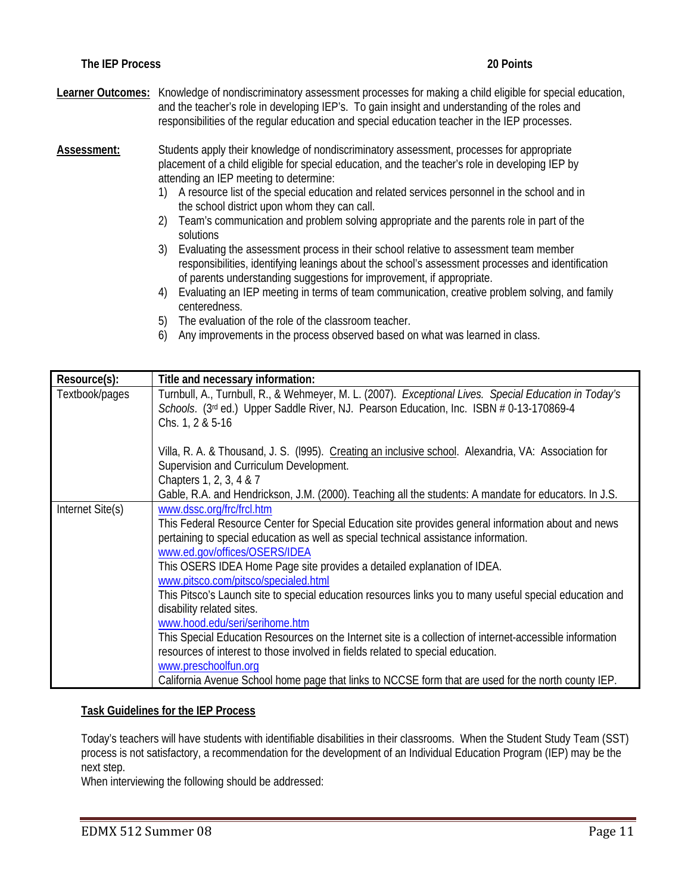**The IEP Process** **20 Points**

**Learner Outcomes:** Knowledge of nondiscriminatory assessment processes for making a child eligible for special education, and the teacher's role in developing IEP's. To gain insight and understanding of the roles and responsibilities of the regular education and special education teacher in the IEP processes.

**Assessment:** Students apply their knowledge of nondiscriminatory assessment, processes for appropriate placement of a child eligible for special education, and the teacher's role in developing IEP by attending an IEP meeting to determine:

1) A resource list of the special education and related services personnel in the school and in the school district upon whom they can call.
2) Team's communication and problem solving appropriate and the parents role in part of the solutions
3) Evaluating the assessment process in their school relative to assessment team member responsibilities, identifying leanings about the school's assessment processes and identification of parents understanding suggestions for improvement, if appropriate.
4) Evaluating an IEP meeting in terms of team communication, creative problem solving, and family centeredness.
5) The evaluation of the role of the classroom teacher.
6) Any improvements in the process observed based on what was learned in class.

| Resource(s): | Title and necessary information: |
|---|---|
| Textbook/pages | Turnbull, A., Turnbull, R., & Wehmeyer, M. L. (2007). *Exceptional Lives. Special Education in Today's Schools*. (3rd ed.) Upper Saddle River, NJ. Pearson Education, Inc. ISBN # 0-13-170869-4<br>Chs. 1, 2 & 5-16<br><br>Villa, R. A. & Thousand, J. S. (l995). Creating an inclusive school. Alexandria, VA: Association for Supervision and Curriculum Development.<br>Chapters 1, 2, 3, 4 & 7<br>Gable, R.A. and Hendrickson, J.M. (2000). Teaching all the students: A mandate for educators. In J.S. |
| Internet Site(s) | www.dssc.org/frc/frcl.htm<br>This Federal Resource Center for Special Education site provides general information about and news pertaining to special education as well as special technical assistance information.<br>www.ed.gov/offices/OSERS/IDEA<br>This OSERS IDEA Home Page site provides a detailed explanation of IDEA.<br>www.pitsco.com/pitsco/specialed.html<br>This Pitsco's Launch site to special education resources links you to many useful special education and disability related sites.<br>www.hood.edu/seri/serihome.htm<br>This Special Education Resources on the Internet site is a collection of internet-accessible information resources of interest to those involved in fields related to special education.<br>www.preschoolfun.org<br>California Avenue School home page that links to NCCSE form that are used for the north county IEP. |

**Task Guidelines for the IEP Process**

Today's teachers will have students with identifiable disabilities in their classrooms. When the Student Study Team (SST) process is not satisfactory, a recommendation for the development of an Individual Education Program (IEP) may be the next step.
When interviewing the following should be addressed: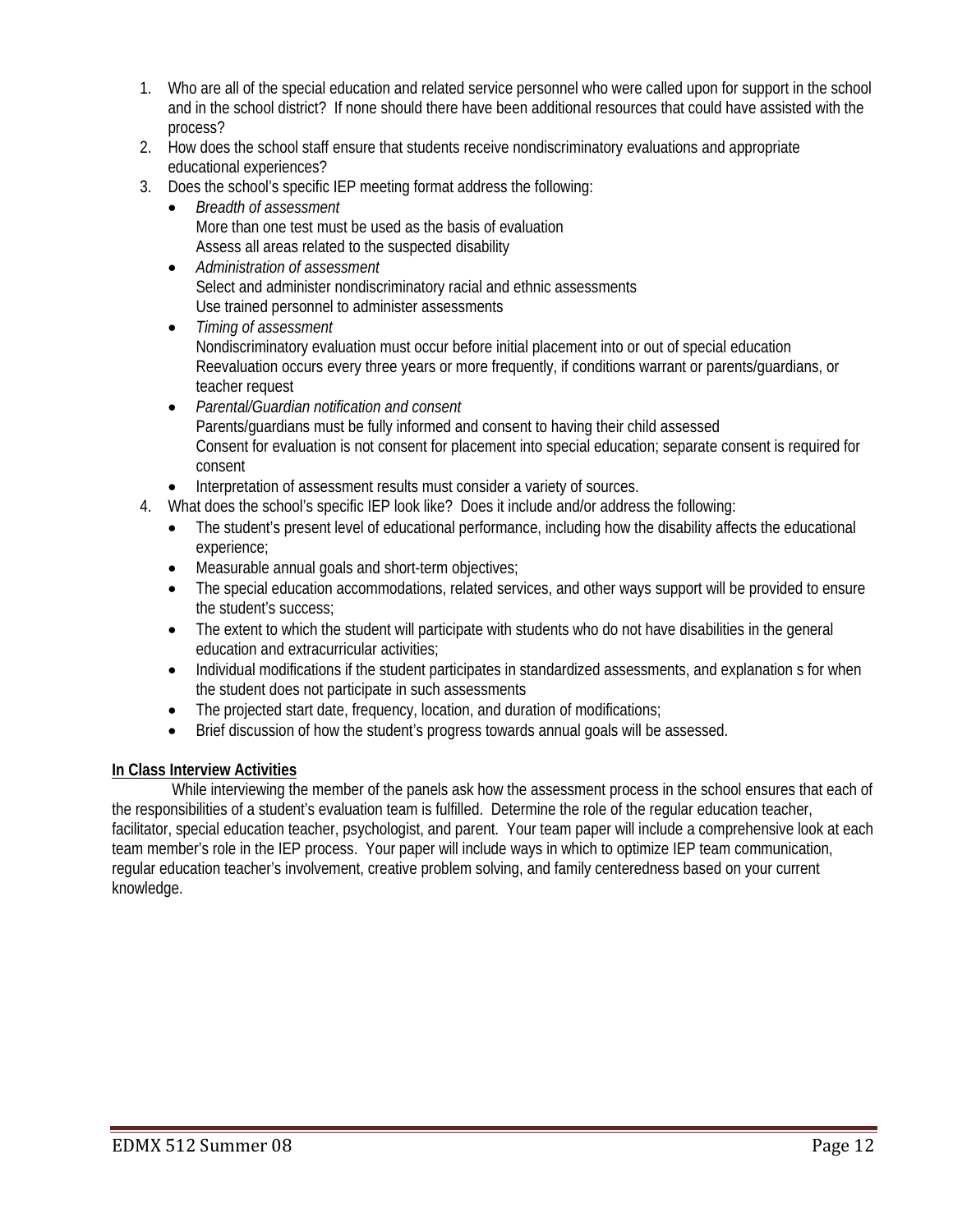1. Who are all of the special education and related service personnel who were called upon for support in the school and in the school district? If none should there have been additional resources that could have assisted with the process?
2. How does the school staff ensure that students receive nondiscriminatory evaluations and appropriate educational experiences?
3. Does the school's specific IEP meeting format address the following:
   - *Breadth of assessment*
     More than one test must be used as the basis of evaluation
     Assess all areas related to the suspected disability
   - *Administration of assessment*
     Select and administer nondiscriminatory racial and ethnic assessments
     Use trained personnel to administer assessments
   - *Timing of assessment*
     Nondiscriminatory evaluation must occur before initial placement into or out of special education
     Reevaluation occurs every three years or more frequently, if conditions warrant or parents/guardians, or teacher request
   - *Parental/Guardian notification and consent*
     Parents/guardians must be fully informed and consent to having their child assessed
     Consent for evaluation is not consent for placement into special education; separate consent is required for consent
   - Interpretation of assessment results must consider a variety of sources.
4. What does the school's specific IEP look like? Does it include and/or address the following:
   - The student's present level of educational performance, including how the disability affects the educational experience;
   - Measurable annual goals and short-term objectives;
   - The special education accommodations, related services, and other ways support will be provided to ensure the student's success;
   - The extent to which the student will participate with students who do not have disabilities in the general education and extracurricular activities;
   - Individual modifications if the student participates in standardized assessments, and explanation s for when the student does not participate in such assessments
   - The projected start date, frequency, location, and duration of modifications;
   - Brief discussion of how the student's progress towards annual goals will be assessed.

**In Class Interview Activities**

While interviewing the member of the panels ask how the assessment process in the school ensures that each of the responsibilities of a student's evaluation team is fulfilled. Determine the role of the regular education teacher, facilitator, special education teacher, psychologist, and parent. Your team paper will include a comprehensive look at each team member's role in the IEP process. Your paper will include ways in which to optimize IEP team communication, regular education teacher's involvement, creative problem solving, and family centeredness based on your current knowledge.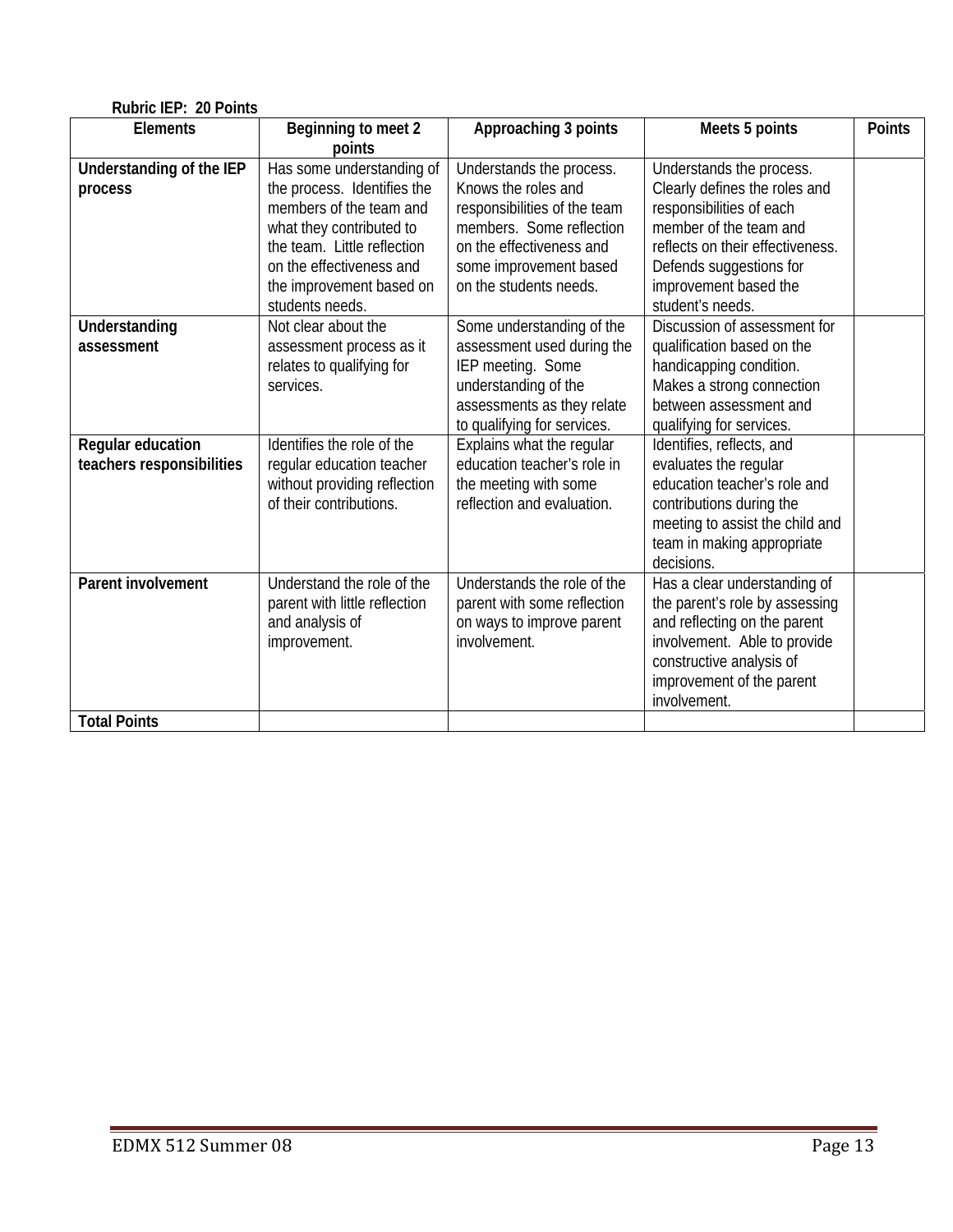**Rubric IEP: 20 Points**

| Elements | Beginning to meet 2 points | Approaching 3 points | Meets 5 points | Points |
|---|---|---|---|---|
| **Understanding of the IEP process** | Has some understanding of the process. Identifies the members of the team and what they contributed to the team. Little reflection on the effectiveness and the improvement based on students needs. | Understands the process. Knows the roles and responsibilities of the team members. Some reflection on the effectiveness and some improvement based on the students needs. | Understands the process. Clearly defines the roles and responsibilities of each member of the team and reflects on their effectiveness. Defends suggestions for improvement based the student's needs. | |
| **Understanding assessment** | Not clear about the assessment process as it relates to qualifying for services. | Some understanding of the assessment used during the IEP meeting. Some understanding of the assessments as they relate to qualifying for services. | Discussion of assessment for qualification based on the handicapping condition. Makes a strong connection between assessment and qualifying for services. | |
| **Regular education teachers responsibilities** | Identifies the role of the regular education teacher without providing reflection of their contributions. | Explains what the regular education teacher's role in the meeting with some reflection and evaluation. | Identifies, reflects, and evaluates the regular education teacher's role and contributions during the meeting to assist the child and team in making appropriate decisions. | |
| **Parent involvement** | Understand the role of the parent with little reflection and analysis of improvement. | Understands the role of the parent with some reflection on ways to improve parent involvement. | Has a clear understanding of the parent's role by assessing and reflecting on the parent involvement. Able to provide constructive analysis of improvement of the parent involvement. | |
| **Total Points** | | | | |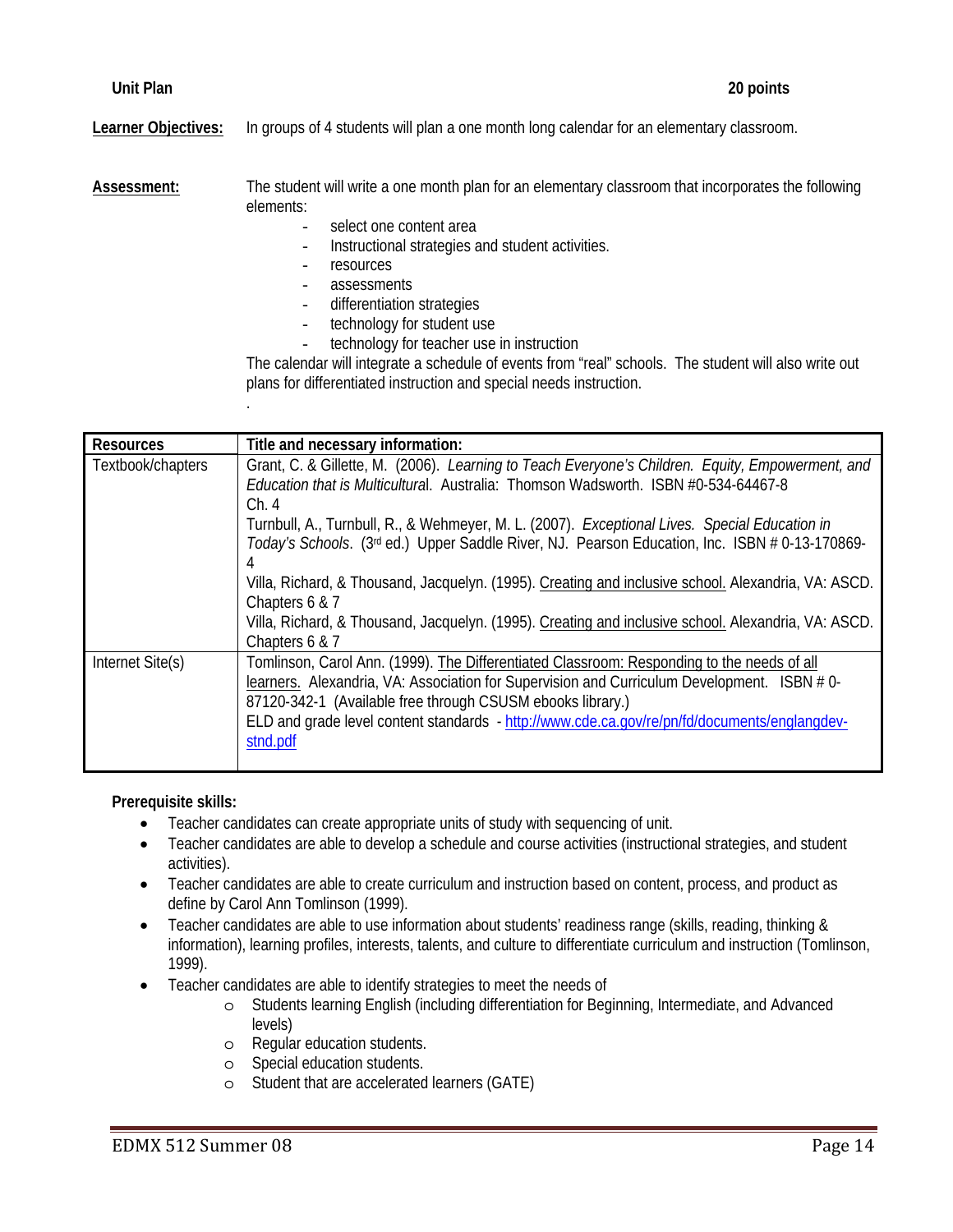**Unit Plan** **20 points**

**Learner Objectives:** In groups of 4 students will plan a one month long calendar for an elementary classroom.

**Assessment:** The student will write a one month plan for an elementary classroom that incorporates the following elements:

- select one content area
- Instructional strategies and student activities.
- resources
- assessments
- differentiation strategies
- technology for student use
- technology for teacher use in instruction

The calendar will integrate a schedule of events from "real" schools. The student will also write out plans for differentiated instruction and special needs instruction.

.

| Resources | Title and necessary information: |
|---|---|
| Textbook/chapters | Grant, C. & Gillette, M. (2006). *Learning to Teach Everyone's Children. Equity, Empowerment, and Education that is Multicultural*. Australia: Thomson Wadsworth. ISBN #0-534-64467-8<br>Ch. 4<br>Turnbull, A., Turnbull, R., & Wehmeyer, M. L. (2007). *Exceptional Lives. Special Education in Today's Schools*. (3rd ed.) Upper Saddle River, NJ. Pearson Education, Inc. ISBN # 0-13-170869-4<br>Villa, Richard, & Thousand, Jacquelyn. (1995). Creating and inclusive school. Alexandria, VA: ASCD. Chapters 6 & 7<br>Villa, Richard, & Thousand, Jacquelyn. (1995). Creating and inclusive school. Alexandria, VA: ASCD. Chapters 6 & 7 |
| Internet Site(s) | Tomlinson, Carol Ann. (1999). The Differentiated Classroom: Responding to the needs of all learners. Alexandria, VA: Association for Supervision and Curriculum Development. ISBN # 0-87120-342-1 (Available free through CSUSM ebooks library.)<br>ELD and grade level content standards - http://www.cde.ca.gov/re/pn/fd/documents/englangdev-stnd.pdf |

**Prerequisite skills:**

- Teacher candidates can create appropriate units of study with sequencing of unit.
- Teacher candidates are able to develop a schedule and course activities (instructional strategies, and student activities).
- Teacher candidates are able to create curriculum and instruction based on content, process, and product as define by Carol Ann Tomlinson (1999).
- Teacher candidates are able to use information about students' readiness range (skills, reading, thinking & information), learning profiles, interests, talents, and culture to differentiate curriculum and instruction (Tomlinson, 1999).
- Teacher candidates are able to identify strategies to meet the needs of
  - Students learning English (including differentiation for Beginning, Intermediate, and Advanced levels)
  - Regular education students.
  - Special education students.
  - Student that are accelerated learners (GATE)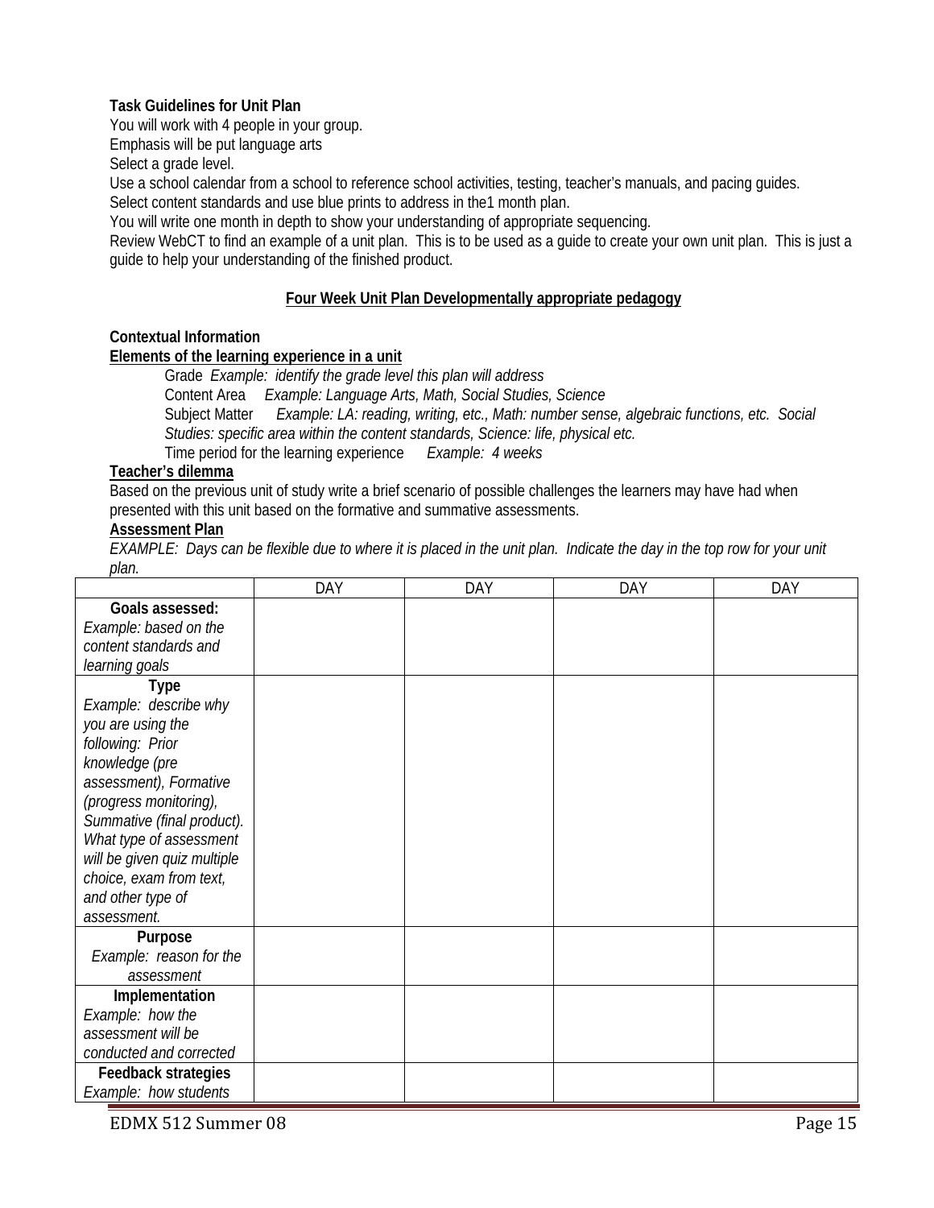**Task Guidelines for Unit Plan**

You will work with 4 people in your group.

Emphasis will be put language arts

Select a grade level.

Use a school calendar from a school to reference school activities, testing, teacher's manuals, and pacing guides.

Select content standards and use blue prints to address in the1 month plan.

You will write one month in depth to show your understanding of appropriate sequencing.

Review WebCT to find an example of a unit plan. This is to be used as a guide to create your own unit plan. This is just a guide to help your understanding of the finished product.

**Four Week Unit Plan Developmentally appropriate pedagogy**

**Contextual Information**

**Elements of the learning experience in a unit**

Grade *Example: identify the grade level this plan will address*

Content Area *Example: Language Arts, Math, Social Studies, Science*

Subject Matter *Example: LA: reading, writing, etc., Math: number sense, algebraic functions, etc. Social Studies: specific area within the content standards, Science: life, physical etc.*

Time period for the learning experience *Example: 4 weeks*

**Teacher's dilemma**

Based on the previous unit of study write a brief scenario of possible challenges the learners may have had when presented with this unit based on the formative and summative assessments.

**Assessment Plan**

*EXAMPLE: Days can be flexible due to where it is placed in the unit plan. Indicate the day in the top row for your unit plan.*

| | DAY | DAY | DAY | DAY |
|---|---|---|---|---|
| **Goals assessed:** *Example: based on the content standards and learning goals* | | | | |
| **Type** *Example: describe why you are using the following: Prior knowledge (pre assessment), Formative (progress monitoring), Summative (final product). What type of assessment will be given quiz multiple choice, exam from text, and other type of assessment.* | | | | |
| **Purpose** *Example: reason for the assessment* | | | | |
| **Implementation** *Example: how the assessment will be conducted and corrected* | | | | |
| **Feedback strategies** *Example: how students* | | | | |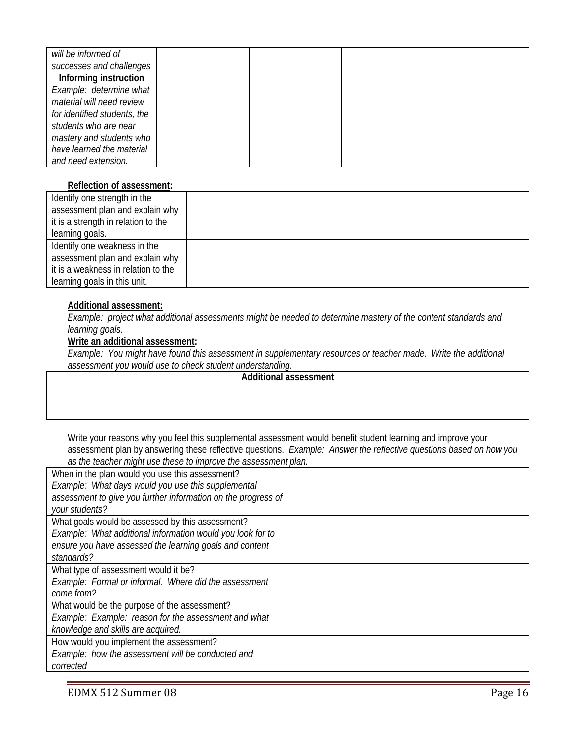| *will be informed of successes and challenges* | | | | |
|---|---|---|---|---|
| **Informing instruction** *Example: determine what material will need review for identified students, the students who are near mastery and students who have learned the material and need extension.* | | | | |

**Reflection of assessment:**

| Identify one strength in the assessment plan and explain why it is a strength in relation to the learning goals. | |
|---|---|
| Identify one weakness in the assessment plan and explain why it is a weakness in relation to the learning goals in this unit. | |

**Additional assessment:**

*Example: project what additional assessments might be needed to determine mastery of the content standards and learning goals.*

**Write an additional assessment:**

*Example: You might have found this assessment in supplementary resources or teacher made. Write the additional assessment you would use to check student understanding.*

| Additional assessment |
|---|
| |

Write your reasons why you feel this supplemental assessment would benefit student learning and improve your assessment plan by answering these reflective questions. *Example: Answer the reflective questions based on how you as the teacher might use these to improve the assessment plan.*

| When in the plan would you use this assessment? *Example: What days would you use this supplemental assessment to give you further information on the progress of your students?* | |
|---|---|
| What goals would be assessed by this assessment? *Example: What additional information would you look for to ensure you have assessed the learning goals and content standards?* | |
| What type of assessment would it be? *Example: Formal or informal. Where did the assessment come from?* | |
| What would be the purpose of the assessment? *Example: Example: reason for the assessment and what knowledge and skills are acquired.* | |
| How would you implement the assessment? *Example: how the assessment will be conducted and corrected* | |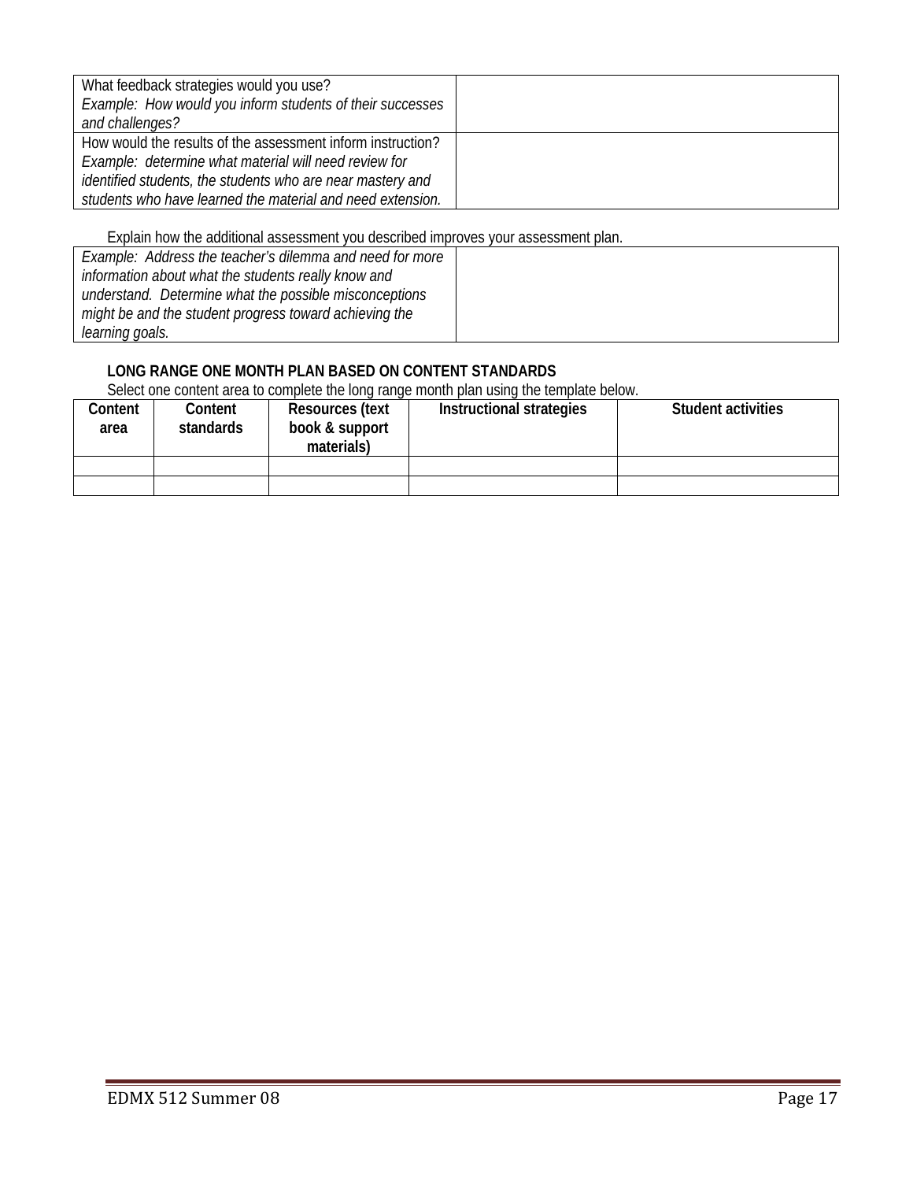| What feedback strategies would you use?<br>*Example: How would you inform students of their successes and challenges?* | |
|---|---|
| How would the results of the assessment inform instruction?<br>*Example: determine what material will need review for identified students, the students who are near mastery and students who have learned the material and need extension.* | |

Explain how the additional assessment you described improves your assessment plan.

| *Example: Address the teacher's dilemma and need for more information about what the students really know and understand. Determine what the possible misconceptions might be and the student progress toward achieving the learning goals.* | |
|---|---|

**LONG RANGE ONE MONTH PLAN BASED ON CONTENT STANDARDS**

Select one content area to complete the long range month plan using the template below.

| Content area | Content standards | Resources (text book & support materials) | Instructional strategies | Student activities |
|---|---|---|---|---|
| | | | | |
| | | | | |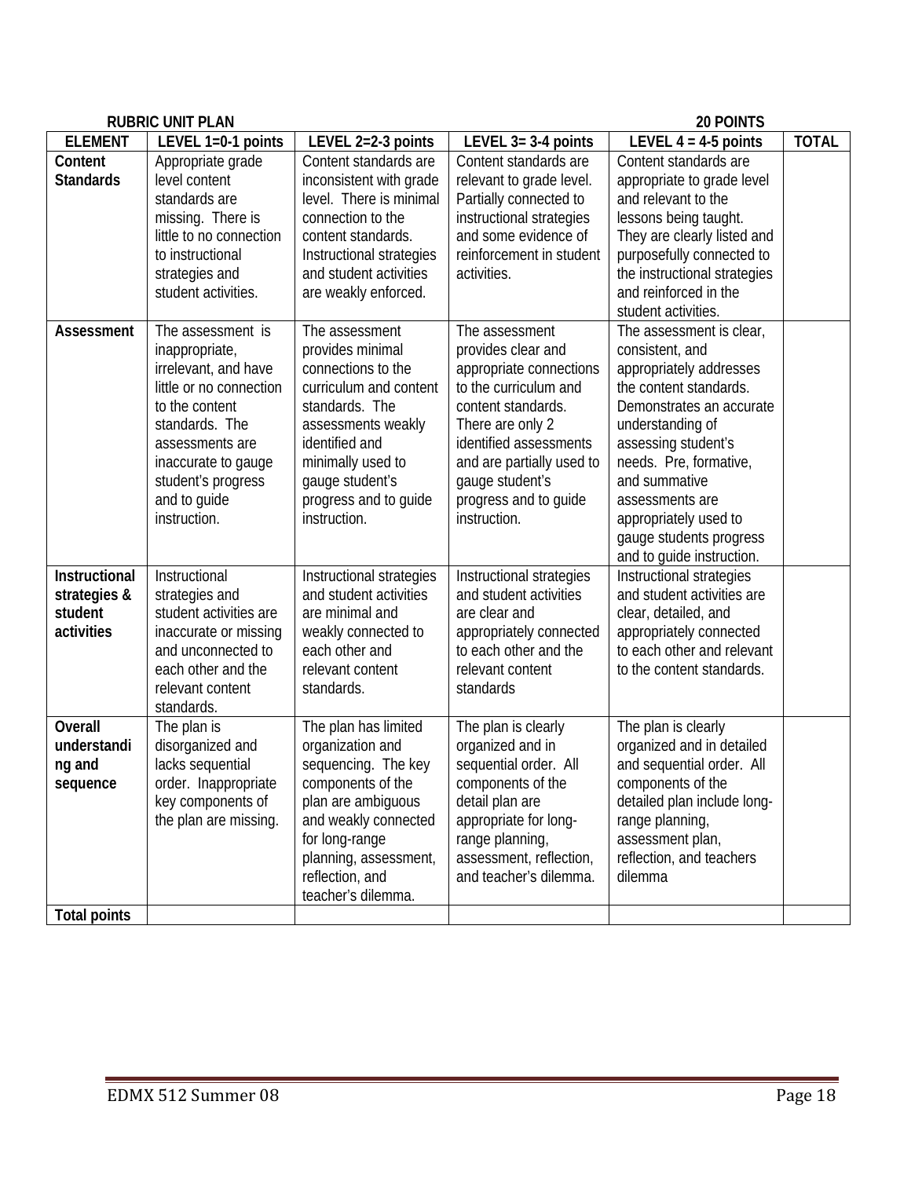**RUBRIC UNIT PLAN** **20 POINTS**

| ELEMENT | LEVEL 1=0-1 points | LEVEL 2=2-3 points | LEVEL 3= 3-4 points | LEVEL 4 = 4-5 points | TOTAL |
|---|---|---|---|---|---|
| **Content Standards** | Appropriate grade level content standards are missing. There is little to no connection to instructional strategies and student activities. | Content standards are inconsistent with grade level. There is minimal connection to the content standards. Instructional strategies and student activities are weakly enforced. | Content standards are relevant to grade level. Partially connected to instructional strategies and some evidence of reinforcement in student activities. | Content standards are appropriate to grade level and relevant to the lessons being taught. They are clearly listed and purposefully connected to the instructional strategies and reinforced in the student activities. | |
| **Assessment** | The assessment is inappropriate, irrelevant, and have little or no connection to the content standards. The assessments are inaccurate to gauge student's progress and to guide instruction. | The assessment provides minimal connections to the curriculum and content standards. The assessments weakly identified and minimally used to gauge student's progress and to guide instruction. | The assessment provides clear and appropriate connections to the curriculum and content standards. There are only 2 identified assessments and are partially used to gauge student's progress and to guide instruction. | The assessment is clear, consistent, and appropriately addresses the content standards. Demonstrates an accurate understanding of assessing student's needs. Pre, formative, and summative assessments are appropriately used to gauge students progress and to guide instruction. | |
| **Instructional strategies & student activities** | Instructional strategies and student activities are inaccurate or missing and unconnected to each other and the relevant content standards. | Instructional strategies and student activities are minimal and weakly connected to each other and relevant content standards. | Instructional strategies and student activities are clear and appropriately connected to each other and the relevant content standards | Instructional strategies and student activities are clear, detailed, and appropriately connected to each other and relevant to the content standards. | |
| **Overall understanding and sequence** | The plan is disorganized and lacks sequential order. Inappropriate key components of the plan are missing. | The plan has limited organization and sequencing. The key components of the plan are ambiguous and weakly connected for long-range planning, assessment, reflection, and teacher's dilemma. | The plan is clearly organized and in sequential order. All components of the detail plan are appropriate for long-range planning, assessment, reflection, and teacher's dilemma. | The plan is clearly organized and in detailed and sequential order. All components of the detailed plan include long-range planning, assessment plan, reflection, and teachers dilemma | |
| **Total points** | | | | | |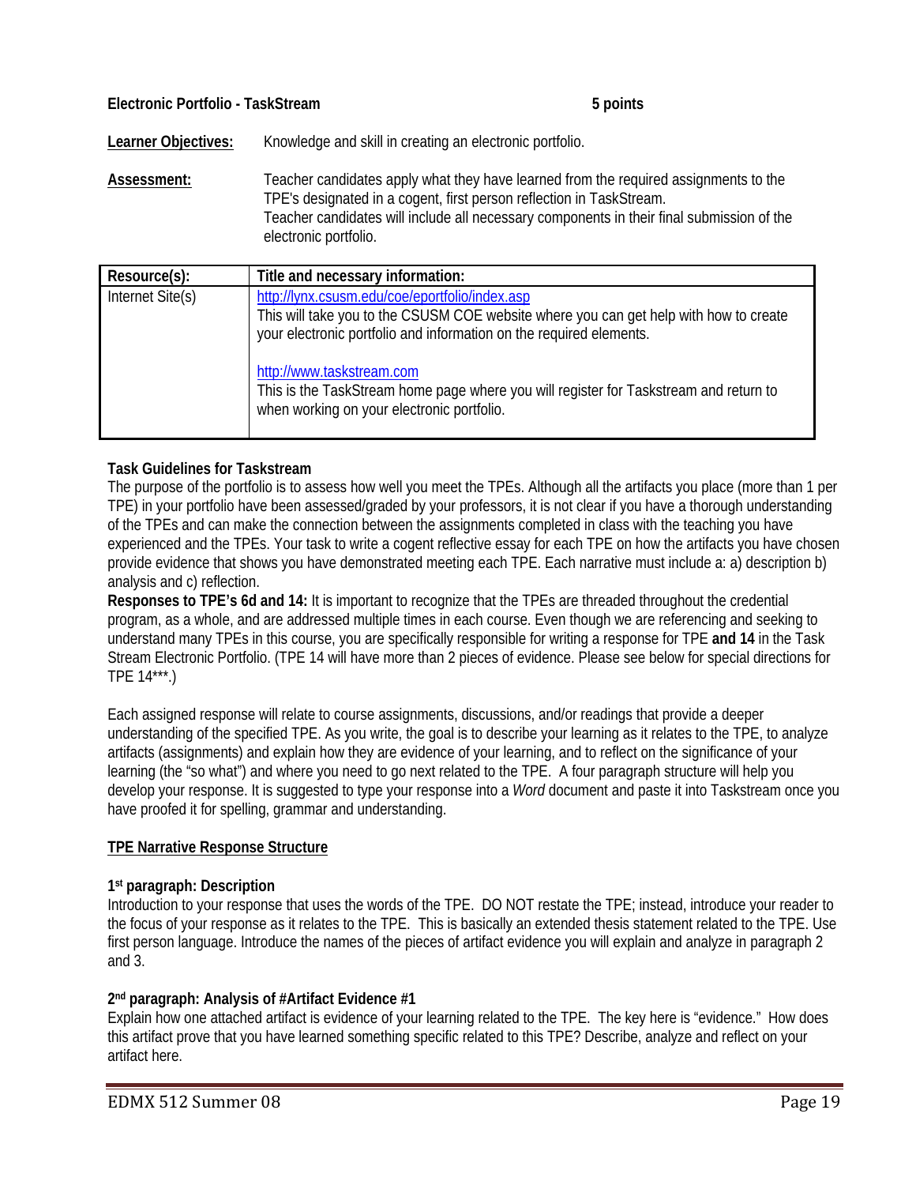**Electronic Portfolio - TaskStream** **5 points**

**Learner Objectives:** Knowledge and skill in creating an electronic portfolio.

**Assessment:** Teacher candidates apply what they have learned from the required assignments to the TPE's designated in a cogent, first person reflection in TaskStream.
Teacher candidates will include all necessary components in their final submission of the electronic portfolio.

| Resource(s): | Title and necessary information: |
|---|---|
| Internet Site(s) | http://lynx.csusm.edu/coe/eportfolio/index.asp<br>This will take you to the CSUSM COE website where you can get help with how to create your electronic portfolio and information on the required elements.<br><br>http://www.taskstream.com<br>This is the TaskStream home page where you will register for Taskstream and return to when working on your electronic portfolio. |

**Task Guidelines for Taskstream**
The purpose of the portfolio is to assess how well you meet the TPEs. Although all the artifacts you place (more than 1 per TPE) in your portfolio have been assessed/graded by your professors, it is not clear if you have a thorough understanding of the TPEs and can make the connection between the assignments completed in class with the teaching you have experienced and the TPEs. Your task to write a cogent reflective essay for each TPE on how the artifacts you have chosen provide evidence that shows you have demonstrated meeting each TPE. Each narrative must include a: a) description b) analysis and c) reflection.
**Responses to TPE's 6d and 14:** It is important to recognize that the TPEs are threaded throughout the credential program, as a whole, and are addressed multiple times in each course. Even though we are referencing and seeking to understand many TPEs in this course, you are specifically responsible for writing a response for TPE **and 14** in the Task Stream Electronic Portfolio. (TPE 14 will have more than 2 pieces of evidence. Please see below for special directions for TPE 14***.)

Each assigned response will relate to course assignments, discussions, and/or readings that provide a deeper understanding of the specified TPE. As you write, the goal is to describe your learning as it relates to the TPE, to analyze artifacts (assignments) and explain how they are evidence of your learning, and to reflect on the significance of your learning (the "so what") and where you need to go next related to the TPE. A four paragraph structure will help you develop your response. It is suggested to type your response into a *Word* document and paste it into Taskstream once you have proofed it for spelling, grammar and understanding.

**TPE Narrative Response Structure**

**1st paragraph: Description**
Introduction to your response that uses the words of the TPE. DO NOT restate the TPE; instead, introduce your reader to the focus of your response as it relates to the TPE. This is basically an extended thesis statement related to the TPE. Use first person language. Introduce the names of the pieces of artifact evidence you will explain and analyze in paragraph 2 and 3.

**2nd paragraph: Analysis of #Artifact Evidence #1**
Explain how one attached artifact is evidence of your learning related to the TPE. The key here is "evidence." How does this artifact prove that you have learned something specific related to this TPE? Describe, analyze and reflect on your artifact here.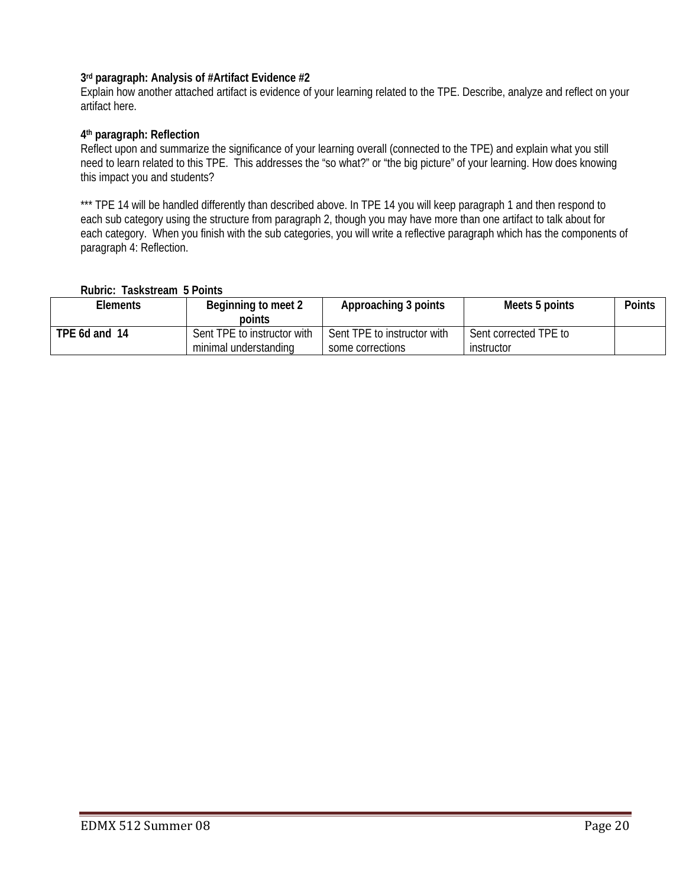**3rd paragraph: Analysis of #Artifact Evidence #2**

Explain how another attached artifact is evidence of your learning related to the TPE. Describe, analyze and reflect on your artifact here.

**4th paragraph: Reflection**

Reflect upon and summarize the significance of your learning overall (connected to the TPE) and explain what you still need to learn related to this TPE. This addresses the "so what?" or "the big picture" of your learning. How does knowing this impact you and students?

*** TPE 14 will be handled differently than described above. In TPE 14 you will keep paragraph 1 and then respond to each sub category using the structure from paragraph 2, though you may have more than one artifact to talk about for each category. When you finish with the sub categories, you will write a reflective paragraph which has the components of paragraph 4: Reflection.

**Rubric: Taskstream 5 Points**

| Elements | Beginning to meet 2 points | Approaching 3 points | Meets 5 points | Points |
|---|---|---|---|---|
| **TPE 6d and 14** | Sent TPE to instructor with minimal understanding | Sent TPE to instructor with some corrections | Sent corrected TPE to instructor | |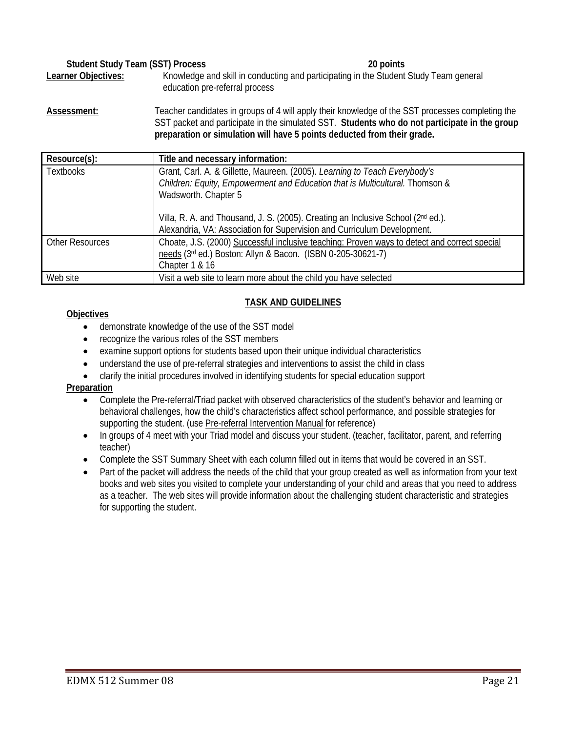**Student Study Team (SST) Process** **20 points**

**Learner Objectives:** Knowledge and skill in conducting and participating in the Student Study Team general education pre-referral process

**Assessment:** Teacher candidates in groups of 4 will apply their knowledge of the SST processes completing the SST packet and participate in the simulated SST. **Students who do not participate in the group preparation or simulation will have 5 points deducted from their grade.**

| Resource(s): | Title and necessary information: |
|---|---|
| Textbooks | Grant, Carl. A. & Gillette, Maureen. (2005). *Learning to Teach Everybody's Children: Equity, Empowerment and Education that is Multicultural.* Thomson & Wadsworth. Chapter 5<br><br>Villa, R. A. and Thousand, J. S. (2005). Creating an Inclusive School (2nd ed.). Alexandria, VA: Association for Supervision and Curriculum Development. |
| Other Resources | Choate, J.S. (2000) Successful inclusive teaching: Proven ways to detect and correct special needs (3rd ed.) Boston: Allyn & Bacon. (ISBN 0-205-30621-7)<br>Chapter 1 & 16 |
| Web site | Visit a web site to learn more about the child you have selected |

## TASK AND GUIDELINES

**Objectives**

- demonstrate knowledge of the use of the SST model
- recognize the various roles of the SST members
- examine support options for students based upon their unique individual characteristics
- understand the use of pre-referral strategies and interventions to assist the child in class
- clarify the initial procedures involved in identifying students for special education support

**Preparation**

- Complete the Pre-referral/Triad packet with observed characteristics of the student's behavior and learning or behavioral challenges, how the child's characteristics affect school performance, and possible strategies for supporting the student. (use Pre-referral Intervention Manual for reference)
- In groups of 4 meet with your Triad model and discuss your student. (teacher, facilitator, parent, and referring teacher)
- Complete the SST Summary Sheet with each column filled out in items that would be covered in an SST.
- Part of the packet will address the needs of the child that your group created as well as information from your text books and web sites you visited to complete your understanding of your child and areas that you need to address as a teacher. The web sites will provide information about the challenging student characteristic and strategies for supporting the student.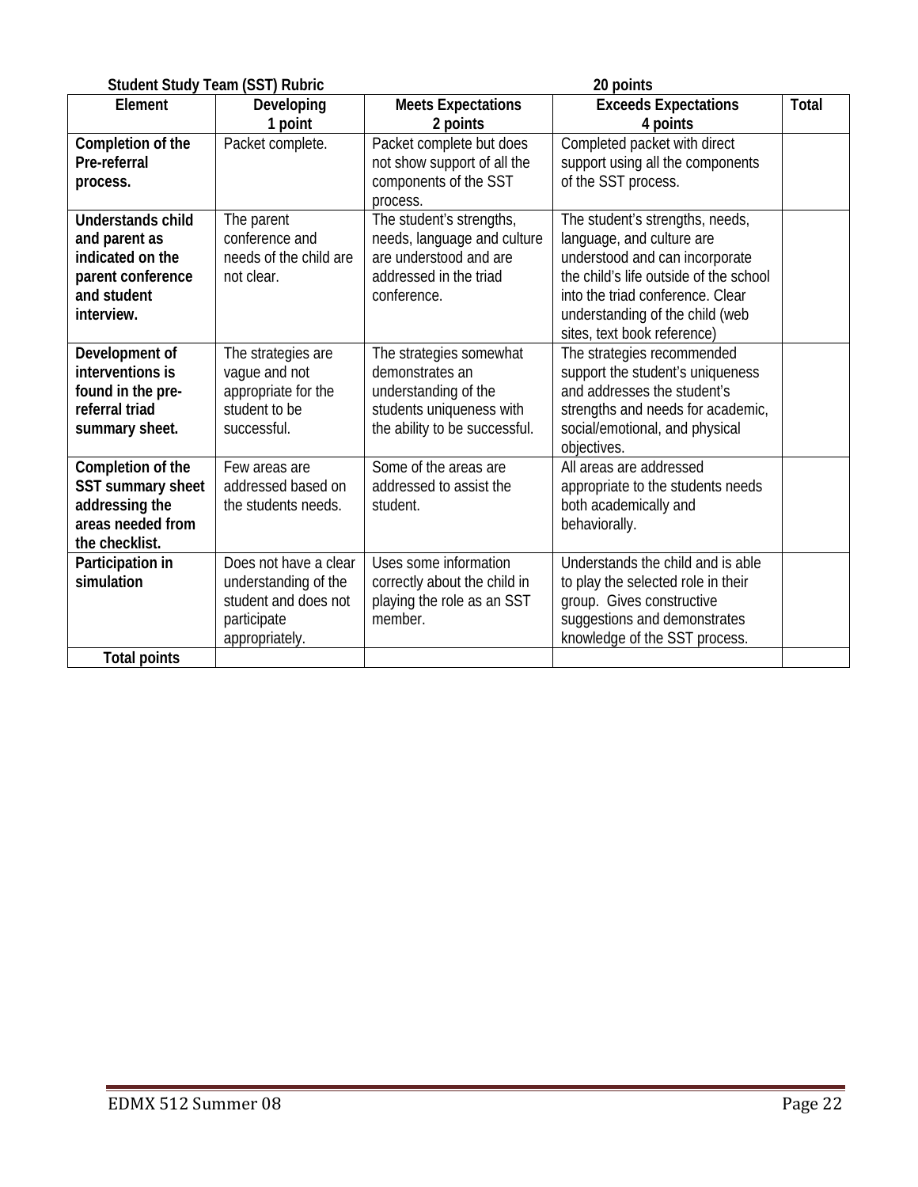**Student Study Team (SST) Rubric** **20 points**

| Element | Developing<br>1 point | Meets Expectations<br>2 points | Exceeds Expectations<br>4 points | Total |
|---|---|---|---|---|
| **Completion of the Pre-referral process.** | Packet complete. | Packet complete but does not show support of all the components of the SST process. | Completed packet with direct support using all the components of the SST process. | |
| **Understands child and parent as indicated on the parent conference and student interview.** | The parent conference and needs of the child are not clear. | The student's strengths, needs, language and culture are understood and are addressed in the triad conference. | The student's strengths, needs, language, and culture are understood and can incorporate the child's life outside of the school into the triad conference. Clear understanding of the child (web sites, text book reference) | |
| **Development of interventions is found in the pre-referral triad summary sheet.** | The strategies are vague and not appropriate for the student to be successful. | The strategies somewhat demonstrates an understanding of the students uniqueness with the ability to be successful. | The strategies recommended support the student's uniqueness and addresses the student's strengths and needs for academic, social/emotional, and physical objectives. | |
| **Completion of the SST summary sheet addressing the areas needed from the checklist.** | Few areas are addressed based on the students needs. | Some of the areas are addressed to assist the student. | All areas are addressed appropriate to the students needs both academically and behaviorally. | |
| **Participation in simulation** | Does not have a clear understanding of the student and does not participate appropriately. | Uses some information correctly about the child in playing the role as an SST member. | Understands the child and is able to play the selected role in their group. Gives constructive suggestions and demonstrates knowledge of the SST process. | |
| **Total points** | | | | |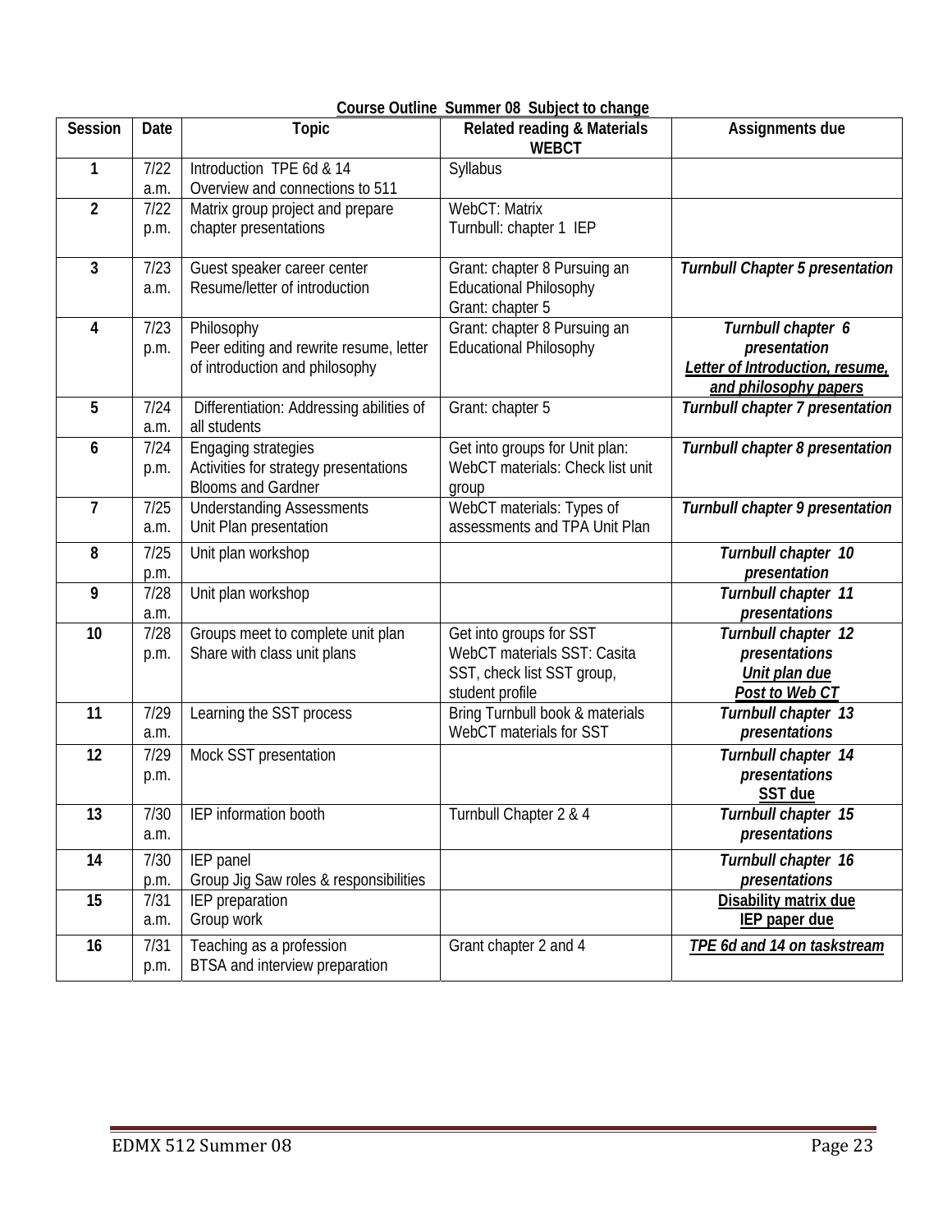**Course Outline  Summer 08  Subject to change**

| Session | Date | Topic | Related reading & Materials WEBCT | Assignments due |
|---|---|---|---|---|
| 1 | 7/22 a.m. | Introduction  TPE 6d & 14 Overview and connections to 511 | Syllabus | |
| 2 | 7/22 p.m. | Matrix group project and prepare chapter presentations | WebCT: Matrix Turnbull: chapter 1  IEP | |
| 3 | 7/23 a.m. | Guest speaker career center Resume/letter of introduction | Grant: chapter 8 Pursuing an Educational Philosophy Grant: chapter 5 | ***Turnbull Chapter 5 presentation*** |
| 4 | 7/23 p.m. | Philosophy Peer editing and rewrite resume, letter of introduction and philosophy | Grant: chapter 8 Pursuing an Educational Philosophy | ***Turnbull chapter  6 presentation*** ***Letter of Introduction, resume, and philosophy papers*** |
| 5 | 7/24 a.m. | Differentiation: Addressing abilities of all students | Grant: chapter 5 | ***Turnbull chapter 7 presentation*** |
| 6 | 7/24 p.m. | Engaging strategies Activities for strategy presentations Blooms and Gardner | Get into groups for Unit plan: WebCT materials: Check list unit group | ***Turnbull chapter 8 presentation*** |
| 7 | 7/25 a.m. | Understanding Assessments Unit Plan presentation | WebCT materials: Types of assessments and TPA Unit Plan | ***Turnbull chapter 9 presentation*** |
| 8 | 7/25 p.m. | Unit plan workshop | | ***Turnbull chapter  10 presentation*** |
| 9 | 7/28 a.m. | Unit plan workshop | | ***Turnbull chapter  11 presentations*** |
| 10 | 7/28 p.m. | Groups meet to complete unit plan Share with class unit plans | Get into groups for SST WebCT materials SST: Casita SST, check list SST group, student profile | ***Turnbull chapter  12 presentations*** ***Unit plan due*** ***Post to Web CT*** |
| 11 | 7/29 a.m. | Learning the SST process | Bring Turnbull book & materials WebCT materials for SST | ***Turnbull chapter  13 presentations*** |
| 12 | 7/29 p.m. | Mock SST presentation | | ***Turnbull chapter  14 presentations*** **SST due** |
| 13 | 7/30 a.m. | IEP information booth | Turnbull Chapter 2 & 4 | ***Turnbull chapter  15 presentations*** |
| 14 | 7/30 p.m. | IEP panel Group Jig Saw roles & responsibilities | | ***Turnbull chapter  16 presentations*** |
| 15 | 7/31 a.m. | IEP preparation Group work | | **Disability matrix due** **IEP paper due** |
| 16 | 7/31 p.m. | Teaching as a profession BTSA and interview preparation | Grant chapter 2 and 4 | ***TPE 6d and 14 on taskstream*** |